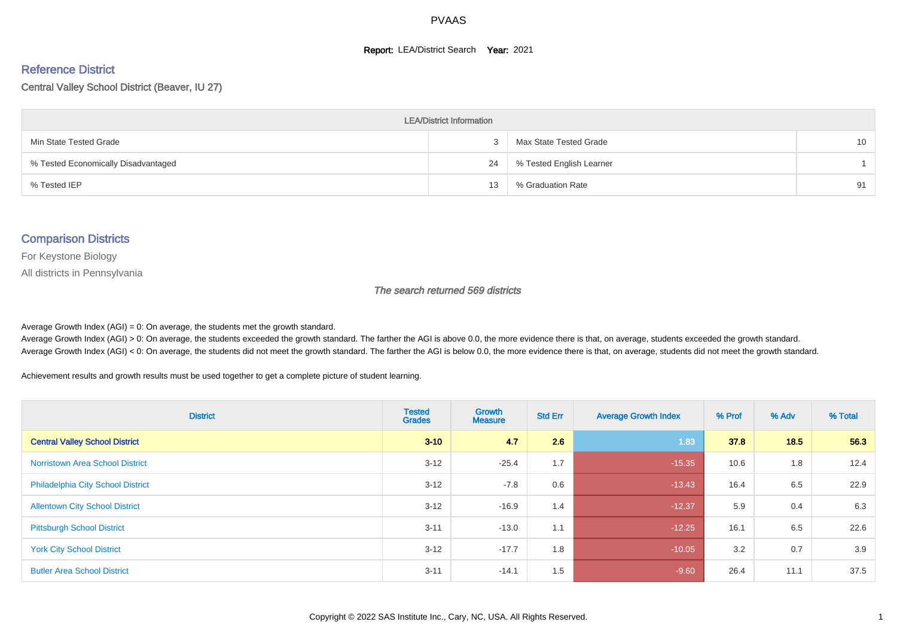# PVAAS

**Report:** LEA/District Search **Year:** 2021

## Reference District

Central Valley School District (Beaver, IU 27)

| LEA/District Information | | | |
|---|---|---|---|
| Min State Tested Grade | 3 | Max State Tested Grade | 10 |
| % Tested Economically Disadvantaged | 24 | % Tested English Learner | 1 |
| % Tested IEP | 13 | % Graduation Rate | 91 |

## Comparison Districts

For Keystone Biology

All districts in Pennsylvania

*The search returned 569 districts*

Average Growth Index (AGI) = 0: On average, the students met the growth standard.
Average Growth Index (AGI) > 0: On average, the students exceeded the growth standard. The farther the AGI is above 0.0, the more evidence there is that, on average, students exceeded the growth standard.
Average Growth Index (AGI) < 0: On average, the students did not meet the growth standard. The farther the AGI is below 0.0, the more evidence there is that, on average, students did not meet the growth standard.

Achievement results and growth results must be used together to get a complete picture of student learning.

| District | Tested Grades | Growth Measure | Std Err | Average Growth Index | % Prof | % Adv | % Total |
|---|---|---|---|---|---|---|---|
| **Central Valley School District** | **3-10** | **4.7** | **2.6** | **1.83** | **37.8** | **18.5** | **56.3** |
| Norristown Area School District | 3-12 | -25.4 | 1.7 | -15.35 | 10.6 | 1.8 | 12.4 |
| Philadelphia City School District | 3-12 | -7.8 | 0.6 | -13.43 | 16.4 | 6.5 | 22.9 |
| Allentown City School District | 3-12 | -16.9 | 1.4 | -12.37 | 5.9 | 0.4 | 6.3 |
| Pittsburgh School District | 3-11 | -13.0 | 1.1 | -12.25 | 16.1 | 6.5 | 22.6 |
| York City School District | 3-12 | -17.7 | 1.8 | -10.05 | 3.2 | 0.7 | 3.9 |
| Butler Area School District | 3-11 | -14.1 | 1.5 | -9.60 | 26.4 | 11.1 | 37.5 |

Copyright © 2022 SAS Institute Inc., Cary, NC, USA. All Rights Reserved.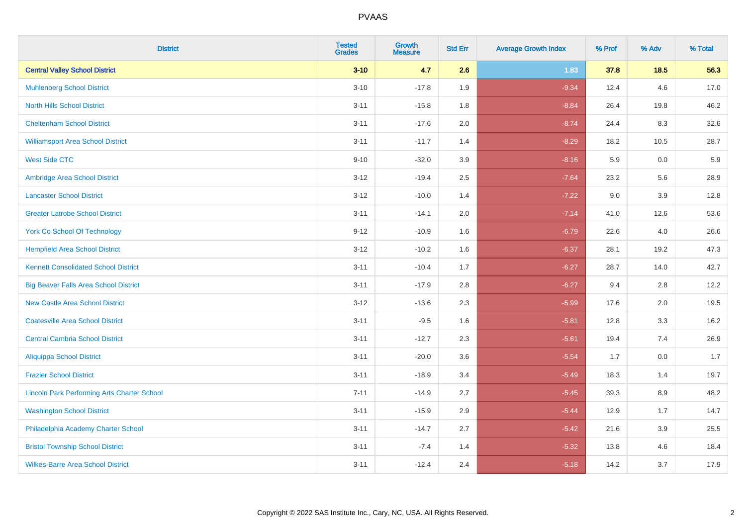| District | Tested Grades | Growth Measure | Std Err | Average Growth Index | % Prof | % Adv | % Total |
|---|---|---|---|---|---|---|---|
| **Central Valley School District** | **3-10** | **4.7** | **2.6** | **1.83** | **37.8** | **18.5** | **56.3** |
| Muhlenberg School District | 3-10 | -17.8 | 1.9 | -9.34 | 12.4 | 4.6 | 17.0 |
| North Hills School District | 3-11 | -15.8 | 1.8 | -8.84 | 26.4 | 19.8 | 46.2 |
| Cheltenham School District | 3-11 | -17.6 | 2.0 | -8.74 | 24.4 | 8.3 | 32.6 |
| Williamsport Area School District | 3-11 | -11.7 | 1.4 | -8.29 | 18.2 | 10.5 | 28.7 |
| West Side CTC | 9-10 | -32.0 | 3.9 | -8.16 | 5.9 | 0.0 | 5.9 |
| Ambridge Area School District | 3-12 | -19.4 | 2.5 | -7.64 | 23.2 | 5.6 | 28.9 |
| Lancaster School District | 3-12 | -10.0 | 1.4 | -7.22 | 9.0 | 3.9 | 12.8 |
| Greater Latrobe School District | 3-11 | -14.1 | 2.0 | -7.14 | 41.0 | 12.6 | 53.6 |
| York Co School Of Technology | 9-12 | -10.9 | 1.6 | -6.79 | 22.6 | 4.0 | 26.6 |
| Hempfield Area School District | 3-12 | -10.2 | 1.6 | -6.37 | 28.1 | 19.2 | 47.3 |
| Kennett Consolidated School District | 3-11 | -10.4 | 1.7 | -6.27 | 28.7 | 14.0 | 42.7 |
| Big Beaver Falls Area School District | 3-11 | -17.9 | 2.8 | -6.27 | 9.4 | 2.8 | 12.2 |
| New Castle Area School District | 3-12 | -13.6 | 2.3 | -5.99 | 17.6 | 2.0 | 19.5 |
| Coatesville Area School District | 3-11 | -9.5 | 1.6 | -5.81 | 12.8 | 3.3 | 16.2 |
| Central Cambria School District | 3-11 | -12.7 | 2.3 | -5.61 | 19.4 | 7.4 | 26.9 |
| Aliquippa School District | 3-11 | -20.0 | 3.6 | -5.54 | 1.7 | 0.0 | 1.7 |
| Frazier School District | 3-11 | -18.9 | 3.4 | -5.49 | 18.3 | 1.4 | 19.7 |
| Lincoln Park Performing Arts Charter School | 7-11 | -14.9 | 2.7 | -5.45 | 39.3 | 8.9 | 48.2 |
| Washington School District | 3-11 | -15.9 | 2.9 | -5.44 | 12.9 | 1.7 | 14.7 |
| Philadelphia Academy Charter School | 3-11 | -14.7 | 2.7 | -5.42 | 21.6 | 3.9 | 25.5 |
| Bristol Township School District | 3-11 | -7.4 | 1.4 | -5.32 | 13.8 | 4.6 | 18.4 |
| Wilkes-Barre Area School District | 3-11 | -12.4 | 2.4 | -5.18 | 14.2 | 3.7 | 17.9 |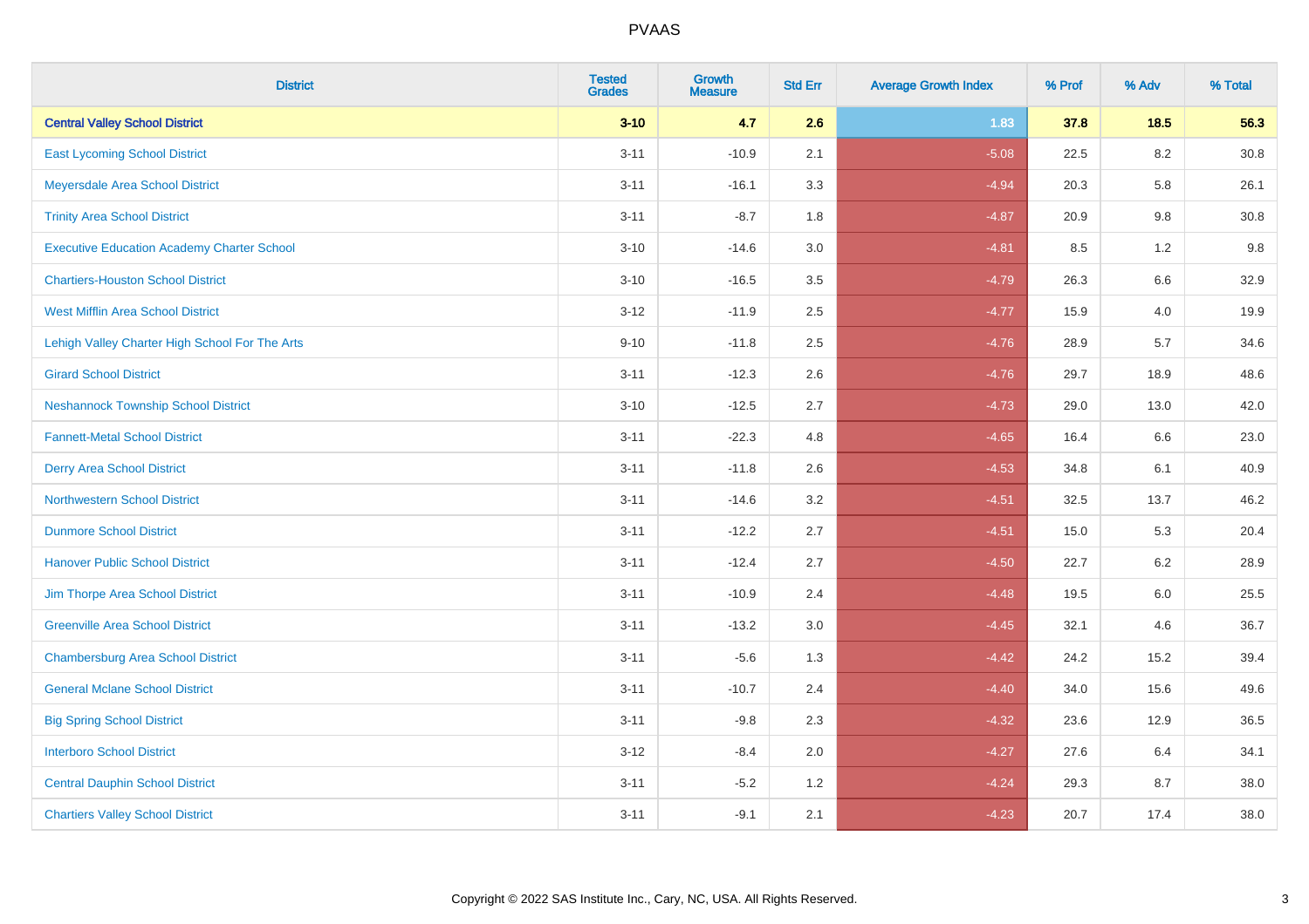# PVAAS

| District | Tested Grades | Growth Measure | Std Err | Average Growth Index | % Prof | % Adv | % Total |
|---|---|---|---|---|---|---|---|
| **Central Valley School District** | **3-10** | **4.7** | **2.6** | **1.83** | **37.8** | **18.5** | **56.3** |
| East Lycoming School District | 3-11 | -10.9 | 2.1 | -5.08 | 22.5 | 8.2 | 30.8 |
| Meyersdale Area School District | 3-11 | -16.1 | 3.3 | -4.94 | 20.3 | 5.8 | 26.1 |
| Trinity Area School District | 3-11 | -8.7 | 1.8 | -4.87 | 20.9 | 9.8 | 30.8 |
| Executive Education Academy Charter School | 3-10 | -14.6 | 3.0 | -4.81 | 8.5 | 1.2 | 9.8 |
| Chartiers-Houston School District | 3-10 | -16.5 | 3.5 | -4.79 | 26.3 | 6.6 | 32.9 |
| West Mifflin Area School District | 3-12 | -11.9 | 2.5 | -4.77 | 15.9 | 4.0 | 19.9 |
| Lehigh Valley Charter High School For The Arts | 9-10 | -11.8 | 2.5 | -4.76 | 28.9 | 5.7 | 34.6 |
| Girard School District | 3-11 | -12.3 | 2.6 | -4.76 | 29.7 | 18.9 | 48.6 |
| Neshannock Township School District | 3-10 | -12.5 | 2.7 | -4.73 | 29.0 | 13.0 | 42.0 |
| Fannett-Metal School District | 3-11 | -22.3 | 4.8 | -4.65 | 16.4 | 6.6 | 23.0 |
| Derry Area School District | 3-11 | -11.8 | 2.6 | -4.53 | 34.8 | 6.1 | 40.9 |
| Northwestern School District | 3-11 | -14.6 | 3.2 | -4.51 | 32.5 | 13.7 | 46.2 |
| Dunmore School District | 3-11 | -12.2 | 2.7 | -4.51 | 15.0 | 5.3 | 20.4 |
| Hanover Public School District | 3-11 | -12.4 | 2.7 | -4.50 | 22.7 | 6.2 | 28.9 |
| Jim Thorpe Area School District | 3-11 | -10.9 | 2.4 | -4.48 | 19.5 | 6.0 | 25.5 |
| Greenville Area School District | 3-11 | -13.2 | 3.0 | -4.45 | 32.1 | 4.6 | 36.7 |
| Chambersburg Area School District | 3-11 | -5.6 | 1.3 | -4.42 | 24.2 | 15.2 | 39.4 |
| General Mclane School District | 3-11 | -10.7 | 2.4 | -4.40 | 34.0 | 15.6 | 49.6 |
| Big Spring School District | 3-11 | -9.8 | 2.3 | -4.32 | 23.6 | 12.9 | 36.5 |
| Interboro School District | 3-12 | -8.4 | 2.0 | -4.27 | 27.6 | 6.4 | 34.1 |
| Central Dauphin School District | 3-11 | -5.2 | 1.2 | -4.24 | 29.3 | 8.7 | 38.0 |
| Chartiers Valley School District | 3-11 | -9.1 | 2.1 | -4.23 | 20.7 | 17.4 | 38.0 |

Copyright © 2022 SAS Institute Inc., Cary, NC, USA. All Rights Reserved.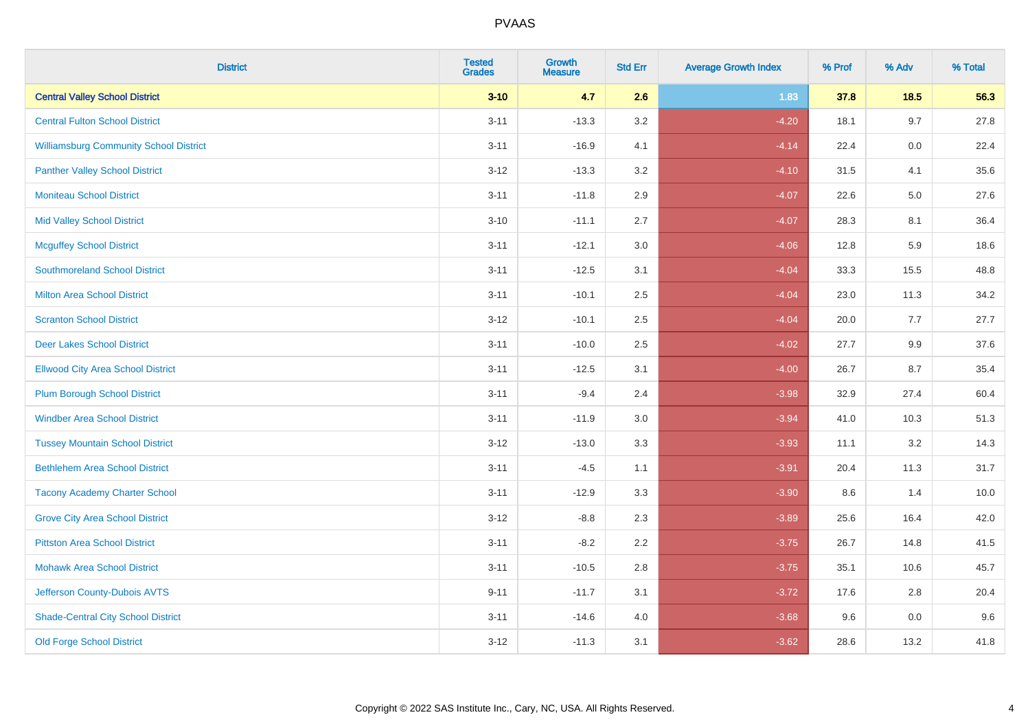| District | Tested Grades | Growth Measure | Std Err | Average Growth Index | % Prof | % Adv | % Total |
|---|---|---|---|---|---|---|---|
| **Central Valley School District** | **3-10** | **4.7** | **2.6** | **1.83** | **37.8** | **18.5** | **56.3** |
| Central Fulton School District | 3-11 | -13.3 | 3.2 | -4.20 | 18.1 | 9.7 | 27.8 |
| Williamsburg Community School District | 3-11 | -16.9 | 4.1 | -4.14 | 22.4 | 0.0 | 22.4 |
| Panther Valley School District | 3-12 | -13.3 | 3.2 | -4.10 | 31.5 | 4.1 | 35.6 |
| Moniteau School District | 3-11 | -11.8 | 2.9 | -4.07 | 22.6 | 5.0 | 27.6 |
| Mid Valley School District | 3-10 | -11.1 | 2.7 | -4.07 | 28.3 | 8.1 | 36.4 |
| Mcguffey School District | 3-11 | -12.1 | 3.0 | -4.06 | 12.8 | 5.9 | 18.6 |
| Southmoreland School District | 3-11 | -12.5 | 3.1 | -4.04 | 33.3 | 15.5 | 48.8 |
| Milton Area School District | 3-11 | -10.1 | 2.5 | -4.04 | 23.0 | 11.3 | 34.2 |
| Scranton School District | 3-12 | -10.1 | 2.5 | -4.04 | 20.0 | 7.7 | 27.7 |
| Deer Lakes School District | 3-11 | -10.0 | 2.5 | -4.02 | 27.7 | 9.9 | 37.6 |
| Ellwood City Area School District | 3-11 | -12.5 | 3.1 | -4.00 | 26.7 | 8.7 | 35.4 |
| Plum Borough School District | 3-11 | -9.4 | 2.4 | -3.98 | 32.9 | 27.4 | 60.4 |
| Windber Area School District | 3-11 | -11.9 | 3.0 | -3.94 | 41.0 | 10.3 | 51.3 |
| Tussey Mountain School District | 3-12 | -13.0 | 3.3 | -3.93 | 11.1 | 3.2 | 14.3 |
| Bethlehem Area School District | 3-11 | -4.5 | 1.1 | -3.91 | 20.4 | 11.3 | 31.7 |
| Tacony Academy Charter School | 3-11 | -12.9 | 3.3 | -3.90 | 8.6 | 1.4 | 10.0 |
| Grove City Area School District | 3-12 | -8.8 | 2.3 | -3.89 | 25.6 | 16.4 | 42.0 |
| Pittston Area School District | 3-11 | -8.2 | 2.2 | -3.75 | 26.7 | 14.8 | 41.5 |
| Mohawk Area School District | 3-11 | -10.5 | 2.8 | -3.75 | 35.1 | 10.6 | 45.7 |
| Jefferson County-Dubois AVTS | 9-11 | -11.7 | 3.1 | -3.72 | 17.6 | 2.8 | 20.4 |
| Shade-Central City School District | 3-11 | -14.6 | 4.0 | -3.68 | 9.6 | 0.0 | 9.6 |
| Old Forge School District | 3-12 | -11.3 | 3.1 | -3.62 | 28.6 | 13.2 | 41.8 |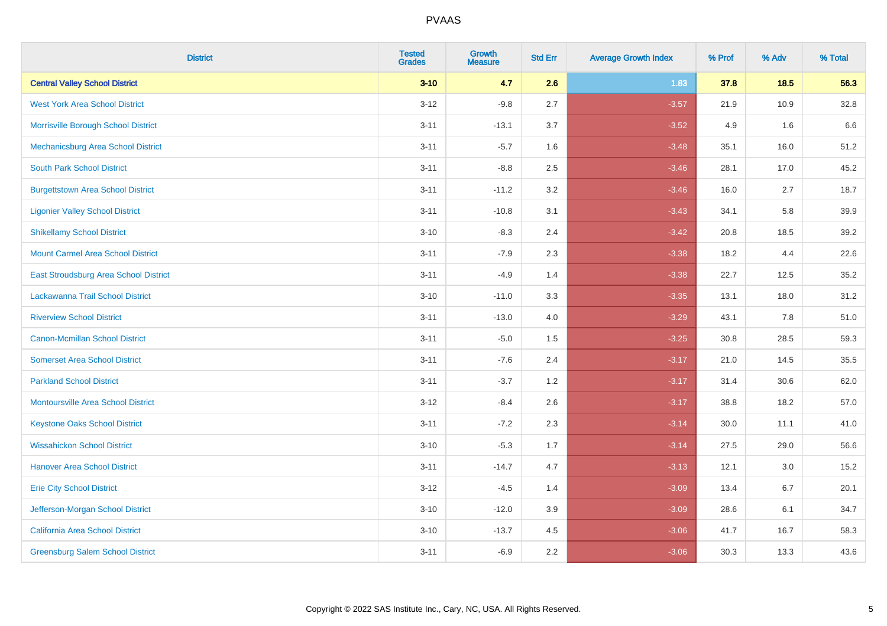# PVAAS

| District | Tested Grades | Growth Measure | Std Err | Average Growth Index | % Prof | % Adv | % Total |
|---|---|---|---|---|---|---|---|
| **Central Valley School District** | **3-10** | **4.7** | **2.6** | **1.83** | **37.8** | **18.5** | **56.3** |
| West York Area School District | 3-12 | -9.8 | 2.7 | -3.57 | 21.9 | 10.9 | 32.8 |
| Morrisville Borough School District | 3-11 | -13.1 | 3.7 | -3.52 | 4.9 | 1.6 | 6.6 |
| Mechanicsburg Area School District | 3-11 | -5.7 | 1.6 | -3.48 | 35.1 | 16.0 | 51.2 |
| South Park School District | 3-11 | -8.8 | 2.5 | -3.46 | 28.1 | 17.0 | 45.2 |
| Burgettstown Area School District | 3-11 | -11.2 | 3.2 | -3.46 | 16.0 | 2.7 | 18.7 |
| Ligonier Valley School District | 3-11 | -10.8 | 3.1 | -3.43 | 34.1 | 5.8 | 39.9 |
| Shikellamy School District | 3-10 | -8.3 | 2.4 | -3.42 | 20.8 | 18.5 | 39.2 |
| Mount Carmel Area School District | 3-11 | -7.9 | 2.3 | -3.38 | 18.2 | 4.4 | 22.6 |
| East Stroudsburg Area School District | 3-11 | -4.9 | 1.4 | -3.38 | 22.7 | 12.5 | 35.2 |
| Lackawanna Trail School District | 3-10 | -11.0 | 3.3 | -3.35 | 13.1 | 18.0 | 31.2 |
| Riverview School District | 3-11 | -13.0 | 4.0 | -3.29 | 43.1 | 7.8 | 51.0 |
| Canon-Mcmillan School District | 3-11 | -5.0 | 1.5 | -3.25 | 30.8 | 28.5 | 59.3 |
| Somerset Area School District | 3-11 | -7.6 | 2.4 | -3.17 | 21.0 | 14.5 | 35.5 |
| Parkland School District | 3-11 | -3.7 | 1.2 | -3.17 | 31.4 | 30.6 | 62.0 |
| Montoursville Area School District | 3-12 | -8.4 | 2.6 | -3.17 | 38.8 | 18.2 | 57.0 |
| Keystone Oaks School District | 3-11 | -7.2 | 2.3 | -3.14 | 30.0 | 11.1 | 41.0 |
| Wissahickon School District | 3-10 | -5.3 | 1.7 | -3.14 | 27.5 | 29.0 | 56.6 |
| Hanover Area School District | 3-11 | -14.7 | 4.7 | -3.13 | 12.1 | 3.0 | 15.2 |
| Erie City School District | 3-12 | -4.5 | 1.4 | -3.09 | 13.4 | 6.7 | 20.1 |
| Jefferson-Morgan School District | 3-10 | -12.0 | 3.9 | -3.09 | 28.6 | 6.1 | 34.7 |
| California Area School District | 3-10 | -13.7 | 4.5 | -3.06 | 41.7 | 16.7 | 58.3 |
| Greensburg Salem School District | 3-11 | -6.9 | 2.2 | -3.06 | 30.3 | 13.3 | 43.6 |

Copyright © 2022 SAS Institute Inc., Cary, NC, USA. All Rights Reserved.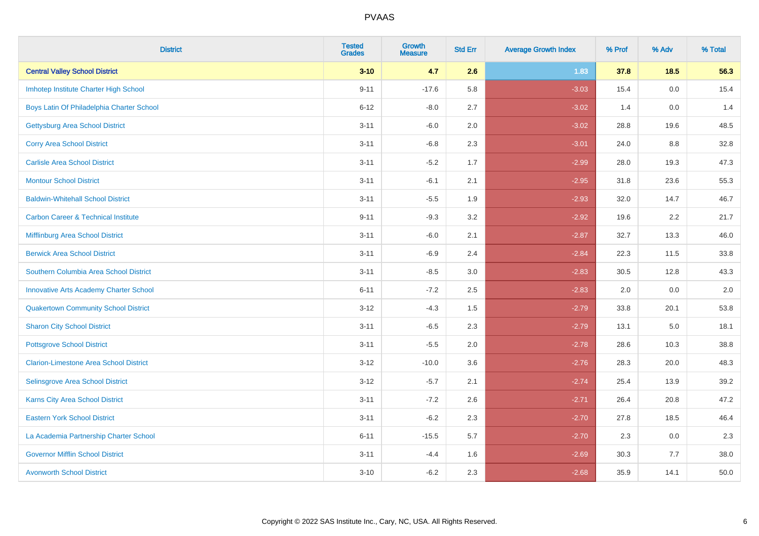# PVAAS

| District | Tested Grades | Growth Measure | Std Err | Average Growth Index | % Prof | % Adv | % Total |
|---|---|---|---|---|---|---|---|
| **Central Valley School District** | **3-10** | **4.7** | **2.6** | **1.83** | **37.8** | **18.5** | **56.3** |
| Imhotep Institute Charter High School | 9-11 | -17.6 | 5.8 | -3.03 | 15.4 | 0.0 | 15.4 |
| Boys Latin Of Philadelphia Charter School | 6-12 | -8.0 | 2.7 | -3.02 | 1.4 | 0.0 | 1.4 |
| Gettysburg Area School District | 3-11 | -6.0 | 2.0 | -3.02 | 28.8 | 19.6 | 48.5 |
| Corry Area School District | 3-11 | -6.8 | 2.3 | -3.01 | 24.0 | 8.8 | 32.8 |
| Carlisle Area School District | 3-11 | -5.2 | 1.7 | -2.99 | 28.0 | 19.3 | 47.3 |
| Montour School District | 3-11 | -6.1 | 2.1 | -2.95 | 31.8 | 23.6 | 55.3 |
| Baldwin-Whitehall School District | 3-11 | -5.5 | 1.9 | -2.93 | 32.0 | 14.7 | 46.7 |
| Carbon Career & Technical Institute | 9-11 | -9.3 | 3.2 | -2.92 | 19.6 | 2.2 | 21.7 |
| Mifflinburg Area School District | 3-11 | -6.0 | 2.1 | -2.87 | 32.7 | 13.3 | 46.0 |
| Berwick Area School District | 3-11 | -6.9 | 2.4 | -2.84 | 22.3 | 11.5 | 33.8 |
| Southern Columbia Area School District | 3-11 | -8.5 | 3.0 | -2.83 | 30.5 | 12.8 | 43.3 |
| Innovative Arts Academy Charter School | 6-11 | -7.2 | 2.5 | -2.83 | 2.0 | 0.0 | 2.0 |
| Quakertown Community School District | 3-12 | -4.3 | 1.5 | -2.79 | 33.8 | 20.1 | 53.8 |
| Sharon City School District | 3-11 | -6.5 | 2.3 | -2.79 | 13.1 | 5.0 | 18.1 |
| Pottsgrove School District | 3-11 | -5.5 | 2.0 | -2.78 | 28.6 | 10.3 | 38.8 |
| Clarion-Limestone Area School District | 3-12 | -10.0 | 3.6 | -2.76 | 28.3 | 20.0 | 48.3 |
| Selinsgrove Area School District | 3-12 | -5.7 | 2.1 | -2.74 | 25.4 | 13.9 | 39.2 |
| Karns City Area School District | 3-11 | -7.2 | 2.6 | -2.71 | 26.4 | 20.8 | 47.2 |
| Eastern York School District | 3-11 | -6.2 | 2.3 | -2.70 | 27.8 | 18.5 | 46.4 |
| La Academia Partnership Charter School | 6-11 | -15.5 | 5.7 | -2.70 | 2.3 | 0.0 | 2.3 |
| Governor Mifflin School District | 3-11 | -4.4 | 1.6 | -2.69 | 30.3 | 7.7 | 38.0 |
| Avonworth School District | 3-10 | -6.2 | 2.3 | -2.68 | 35.9 | 14.1 | 50.0 |

Copyright © 2022 SAS Institute Inc., Cary, NC, USA. All Rights Reserved.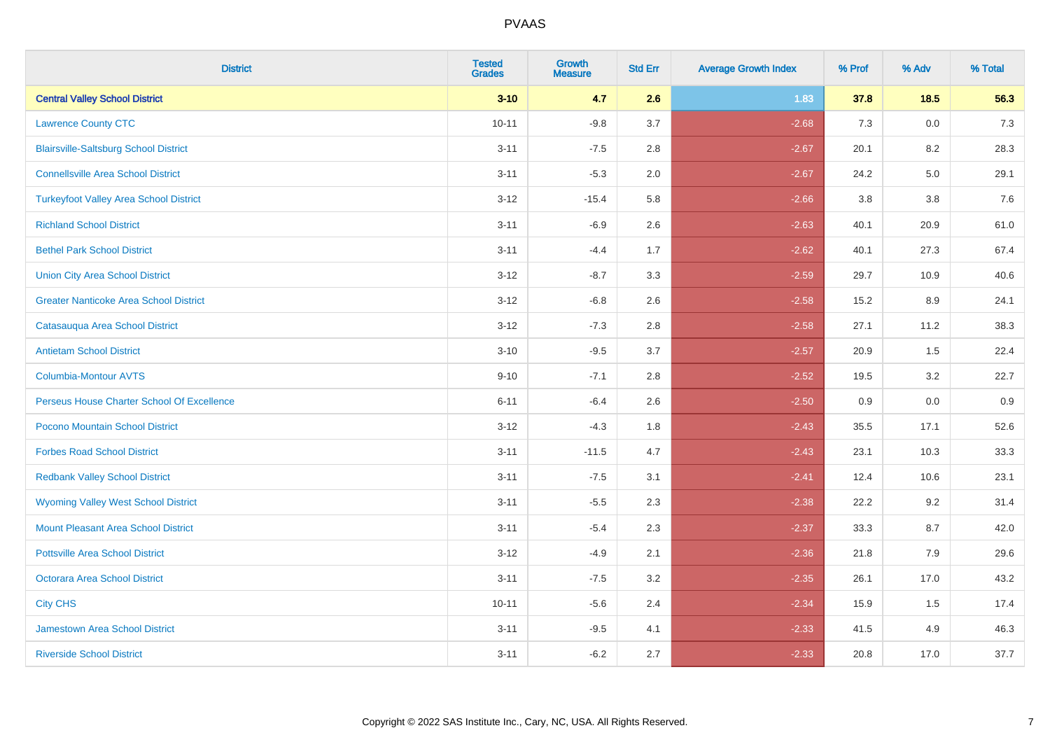# PVAAS

| District | Tested Grades | Growth Measure | Std Err | Average Growth Index | % Prof | % Adv | % Total |
|---|---|---|---|---|---|---|---|
| **Central Valley School District** | **3-10** | **4.7** | **2.6** | **1.83** | **37.8** | **18.5** | **56.3** |
| Lawrence County CTC | 10-11 | -9.8 | 3.7 | -2.68 | 7.3 | 0.0 | 7.3 |
| Blairsville-Saltsburg School District | 3-11 | -7.5 | 2.8 | -2.67 | 20.1 | 8.2 | 28.3 |
| Connellsville Area School District | 3-11 | -5.3 | 2.0 | -2.67 | 24.2 | 5.0 | 29.1 |
| Turkeyfoot Valley Area School District | 3-12 | -15.4 | 5.8 | -2.66 | 3.8 | 3.8 | 7.6 |
| Richland School District | 3-11 | -6.9 | 2.6 | -2.63 | 40.1 | 20.9 | 61.0 |
| Bethel Park School District | 3-11 | -4.4 | 1.7 | -2.62 | 40.1 | 27.3 | 67.4 |
| Union City Area School District | 3-12 | -8.7 | 3.3 | -2.59 | 29.7 | 10.9 | 40.6 |
| Greater Nanticoke Area School District | 3-12 | -6.8 | 2.6 | -2.58 | 15.2 | 8.9 | 24.1 |
| Catasauqua Area School District | 3-12 | -7.3 | 2.8 | -2.58 | 27.1 | 11.2 | 38.3 |
| Antietam School District | 3-10 | -9.5 | 3.7 | -2.57 | 20.9 | 1.5 | 22.4 |
| Columbia-Montour AVTS | 9-10 | -7.1 | 2.8 | -2.52 | 19.5 | 3.2 | 22.7 |
| Perseus House Charter School Of Excellence | 6-11 | -6.4 | 2.6 | -2.50 | 0.9 | 0.0 | 0.9 |
| Pocono Mountain School District | 3-12 | -4.3 | 1.8 | -2.43 | 35.5 | 17.1 | 52.6 |
| Forbes Road School District | 3-11 | -11.5 | 4.7 | -2.43 | 23.1 | 10.3 | 33.3 |
| Redbank Valley School District | 3-11 | -7.5 | 3.1 | -2.41 | 12.4 | 10.6 | 23.1 |
| Wyoming Valley West School District | 3-11 | -5.5 | 2.3 | -2.38 | 22.2 | 9.2 | 31.4 |
| Mount Pleasant Area School District | 3-11 | -5.4 | 2.3 | -2.37 | 33.3 | 8.7 | 42.0 |
| Pottsville Area School District | 3-12 | -4.9 | 2.1 | -2.36 | 21.8 | 7.9 | 29.6 |
| Octorara Area School District | 3-11 | -7.5 | 3.2 | -2.35 | 26.1 | 17.0 | 43.2 |
| City CHS | 10-11 | -5.6 | 2.4 | -2.34 | 15.9 | 1.5 | 17.4 |
| Jamestown Area School District | 3-11 | -9.5 | 4.1 | -2.33 | 41.5 | 4.9 | 46.3 |
| Riverside School District | 3-11 | -6.2 | 2.7 | -2.33 | 20.8 | 17.0 | 37.7 |

Copyright © 2022 SAS Institute Inc., Cary, NC, USA. All Rights Reserved.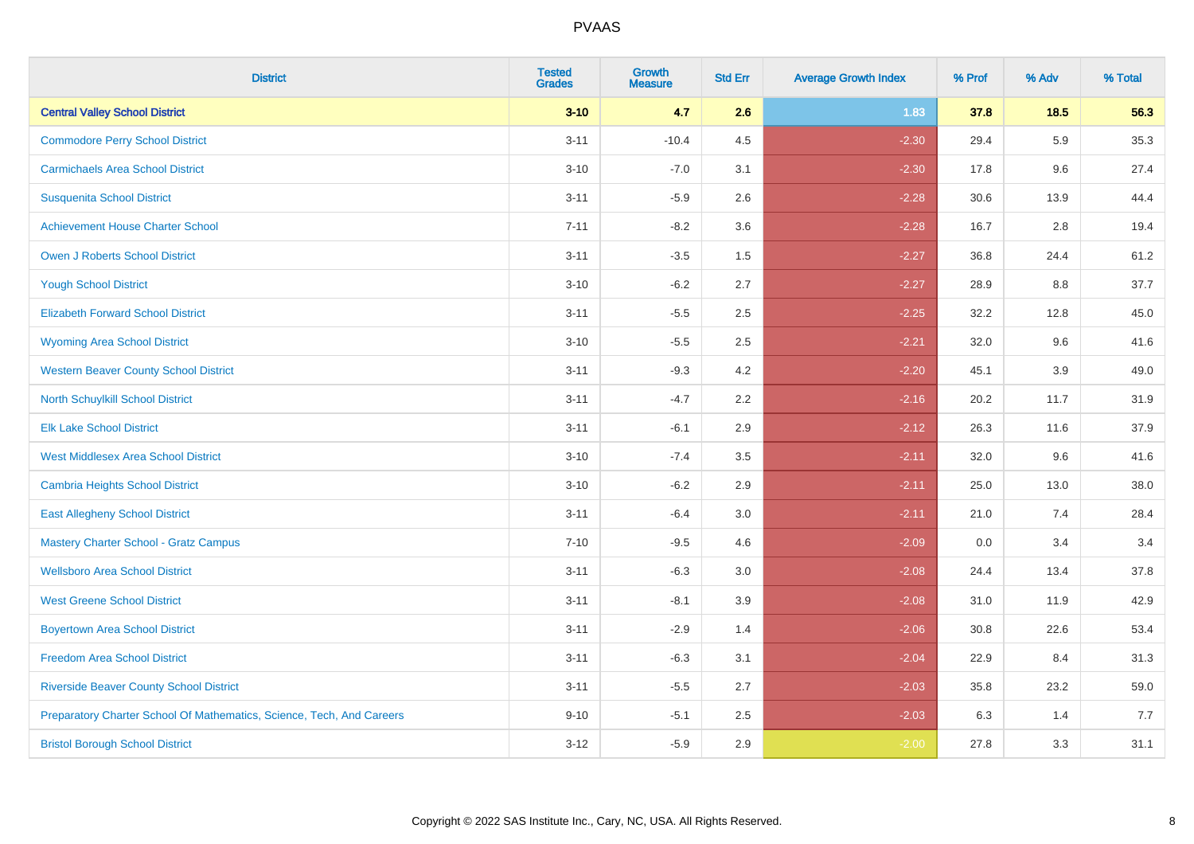# PVAAS

| District | Tested Grades | Growth Measure | Std Err | Average Growth Index | % Prof | % Adv | % Total |
|---|---|---|---|---|---|---|---|
| **Central Valley School District** | **3-10** | **4.7** | **2.6** | **1.83** | **37.8** | **18.5** | **56.3** |
| Commodore Perry School District | 3-11 | -10.4 | 4.5 | -2.30 | 29.4 | 5.9 | 35.3 |
| Carmichaels Area School District | 3-10 | -7.0 | 3.1 | -2.30 | 17.8 | 9.6 | 27.4 |
| Susquenita School District | 3-11 | -5.9 | 2.6 | -2.28 | 30.6 | 13.9 | 44.4 |
| Achievement House Charter School | 7-11 | -8.2 | 3.6 | -2.28 | 16.7 | 2.8 | 19.4 |
| Owen J Roberts School District | 3-11 | -3.5 | 1.5 | -2.27 | 36.8 | 24.4 | 61.2 |
| Yough School District | 3-10 | -6.2 | 2.7 | -2.27 | 28.9 | 8.8 | 37.7 |
| Elizabeth Forward School District | 3-11 | -5.5 | 2.5 | -2.25 | 32.2 | 12.8 | 45.0 |
| Wyoming Area School District | 3-10 | -5.5 | 2.5 | -2.21 | 32.0 | 9.6 | 41.6 |
| Western Beaver County School District | 3-11 | -9.3 | 4.2 | -2.20 | 45.1 | 3.9 | 49.0 |
| North Schuylkill School District | 3-11 | -4.7 | 2.2 | -2.16 | 20.2 | 11.7 | 31.9 |
| Elk Lake School District | 3-11 | -6.1 | 2.9 | -2.12 | 26.3 | 11.6 | 37.9 |
| West Middlesex Area School District | 3-10 | -7.4 | 3.5 | -2.11 | 32.0 | 9.6 | 41.6 |
| Cambria Heights School District | 3-10 | -6.2 | 2.9 | -2.11 | 25.0 | 13.0 | 38.0 |
| East Allegheny School District | 3-11 | -6.4 | 3.0 | -2.11 | 21.0 | 7.4 | 28.4 |
| Mastery Charter School - Gratz Campus | 7-10 | -9.5 | 4.6 | -2.09 | 0.0 | 3.4 | 3.4 |
| Wellsboro Area School District | 3-11 | -6.3 | 3.0 | -2.08 | 24.4 | 13.4 | 37.8 |
| West Greene School District | 3-11 | -8.1 | 3.9 | -2.08 | 31.0 | 11.9 | 42.9 |
| Boyertown Area School District | 3-11 | -2.9 | 1.4 | -2.06 | 30.8 | 22.6 | 53.4 |
| Freedom Area School District | 3-11 | -6.3 | 3.1 | -2.04 | 22.9 | 8.4 | 31.3 |
| Riverside Beaver County School District | 3-11 | -5.5 | 2.7 | -2.03 | 35.8 | 23.2 | 59.0 |
| Preparatory Charter School Of Mathematics, Science, Tech, And Careers | 9-10 | -5.1 | 2.5 | -2.03 | 6.3 | 1.4 | 7.7 |
| Bristol Borough School District | 3-12 | -5.9 | 2.9 | -2.00 | 27.8 | 3.3 | 31.1 |

Copyright © 2022 SAS Institute Inc., Cary, NC, USA. All Rights Reserved.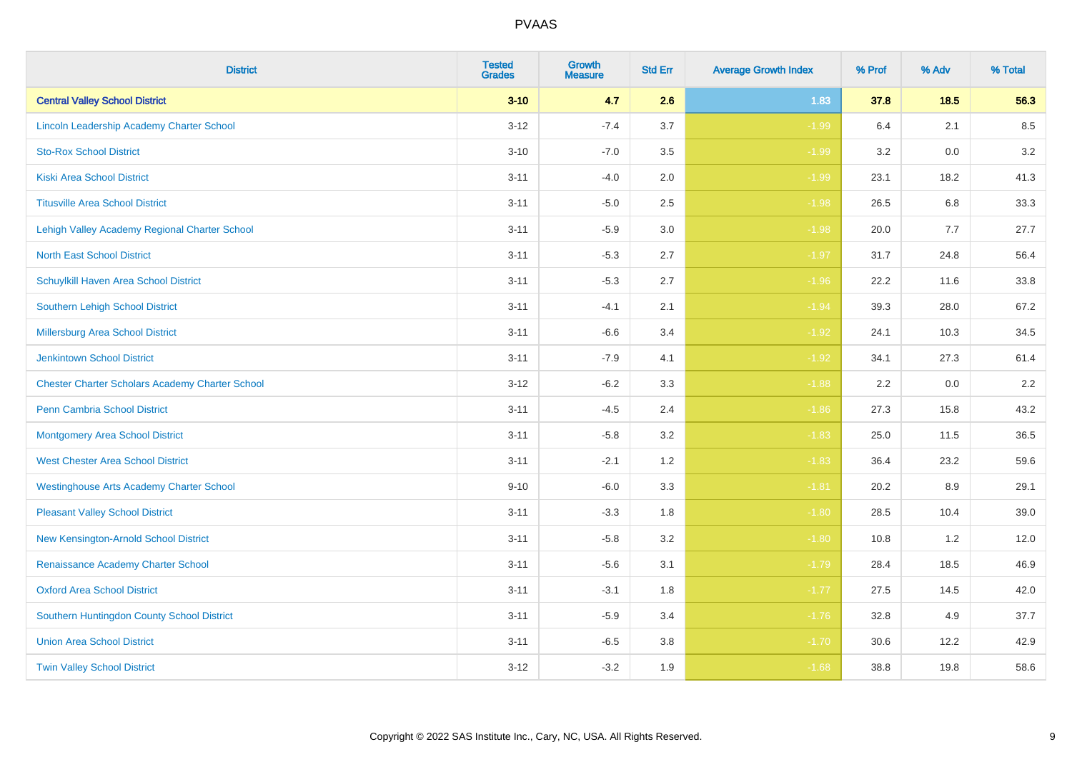# PVAAS

| District | Tested Grades | Growth Measure | Std Err | Average Growth Index | % Prof | % Adv | % Total |
|---|---|---|---|---|---|---|---|
| **Central Valley School District** | **3-10** | **4.7** | **2.6** | **1.83** | **37.8** | **18.5** | **56.3** |
| Lincoln Leadership Academy Charter School | 3-12 | -7.4 | 3.7 | -1.99 | 6.4 | 2.1 | 8.5 |
| Sto-Rox School District | 3-10 | -7.0 | 3.5 | -1.99 | 3.2 | 0.0 | 3.2 |
| Kiski Area School District | 3-11 | -4.0 | 2.0 | -1.99 | 23.1 | 18.2 | 41.3 |
| Titusville Area School District | 3-11 | -5.0 | 2.5 | -1.98 | 26.5 | 6.8 | 33.3 |
| Lehigh Valley Academy Regional Charter School | 3-11 | -5.9 | 3.0 | -1.98 | 20.0 | 7.7 | 27.7 |
| North East School District | 3-11 | -5.3 | 2.7 | -1.97 | 31.7 | 24.8 | 56.4 |
| Schuylkill Haven Area School District | 3-11 | -5.3 | 2.7 | -1.96 | 22.2 | 11.6 | 33.8 |
| Southern Lehigh School District | 3-11 | -4.1 | 2.1 | -1.94 | 39.3 | 28.0 | 67.2 |
| Millersburg Area School District | 3-11 | -6.6 | 3.4 | -1.92 | 24.1 | 10.3 | 34.5 |
| Jenkintown School District | 3-11 | -7.9 | 4.1 | -1.92 | 34.1 | 27.3 | 61.4 |
| Chester Charter Scholars Academy Charter School | 3-12 | -6.2 | 3.3 | -1.88 | 2.2 | 0.0 | 2.2 |
| Penn Cambria School District | 3-11 | -4.5 | 2.4 | -1.86 | 27.3 | 15.8 | 43.2 |
| Montgomery Area School District | 3-11 | -5.8 | 3.2 | -1.83 | 25.0 | 11.5 | 36.5 |
| West Chester Area School District | 3-11 | -2.1 | 1.2 | -1.83 | 36.4 | 23.2 | 59.6 |
| Westinghouse Arts Academy Charter School | 9-10 | -6.0 | 3.3 | -1.81 | 20.2 | 8.9 | 29.1 |
| Pleasant Valley School District | 3-11 | -3.3 | 1.8 | -1.80 | 28.5 | 10.4 | 39.0 |
| New Kensington-Arnold School District | 3-11 | -5.8 | 3.2 | -1.80 | 10.8 | 1.2 | 12.0 |
| Renaissance Academy Charter School | 3-11 | -5.6 | 3.1 | -1.79 | 28.4 | 18.5 | 46.9 |
| Oxford Area School District | 3-11 | -3.1 | 1.8 | -1.77 | 27.5 | 14.5 | 42.0 |
| Southern Huntingdon County School District | 3-11 | -5.9 | 3.4 | -1.76 | 32.8 | 4.9 | 37.7 |
| Union Area School District | 3-11 | -6.5 | 3.8 | -1.70 | 30.6 | 12.2 | 42.9 |
| Twin Valley School District | 3-12 | -3.2 | 1.9 | -1.68 | 38.8 | 19.8 | 58.6 |

Copyright © 2022 SAS Institute Inc., Cary, NC, USA. All Rights Reserved.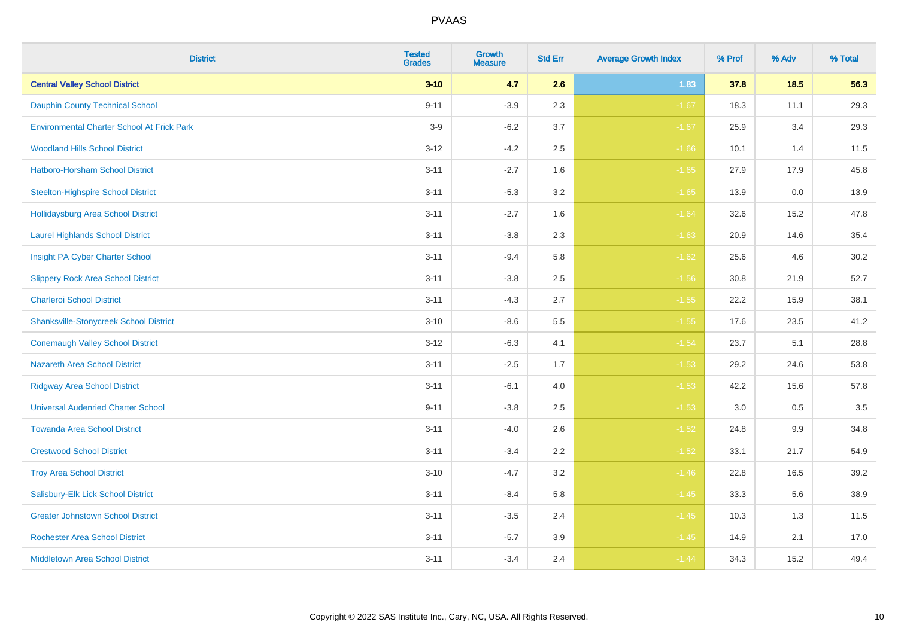PVAAS

| District | Tested Grades | Growth Measure | Std Err | Average Growth Index | % Prof | % Adv | % Total |
|---|---|---|---|---|---|---|---|
| **Central Valley School District** | **3-10** | **4.7** | **2.6** | **1.83** | **37.8** | **18.5** | **56.3** |
| Dauphin County Technical School | 9-11 | -3.9 | 2.3 | -1.67 | 18.3 | 11.1 | 29.3 |
| Environmental Charter School At Frick Park | 3-9 | -6.2 | 3.7 | -1.67 | 25.9 | 3.4 | 29.3 |
| Woodland Hills School District | 3-12 | -4.2 | 2.5 | -1.66 | 10.1 | 1.4 | 11.5 |
| Hatboro-Horsham School District | 3-11 | -2.7 | 1.6 | -1.65 | 27.9 | 17.9 | 45.8 |
| Steelton-Highspire School District | 3-11 | -5.3 | 3.2 | -1.65 | 13.9 | 0.0 | 13.9 |
| Hollidaysburg Area School District | 3-11 | -2.7 | 1.6 | -1.64 | 32.6 | 15.2 | 47.8 |
| Laurel Highlands School District | 3-11 | -3.8 | 2.3 | -1.63 | 20.9 | 14.6 | 35.4 |
| Insight PA Cyber Charter School | 3-11 | -9.4 | 5.8 | -1.62 | 25.6 | 4.6 | 30.2 |
| Slippery Rock Area School District | 3-11 | -3.8 | 2.5 | -1.56 | 30.8 | 21.9 | 52.7 |
| Charleroi School District | 3-11 | -4.3 | 2.7 | -1.55 | 22.2 | 15.9 | 38.1 |
| Shanksville-Stonycreek School District | 3-10 | -8.6 | 5.5 | -1.55 | 17.6 | 23.5 | 41.2 |
| Conemaugh Valley School District | 3-12 | -6.3 | 4.1 | -1.54 | 23.7 | 5.1 | 28.8 |
| Nazareth Area School District | 3-11 | -2.5 | 1.7 | -1.53 | 29.2 | 24.6 | 53.8 |
| Ridgway Area School District | 3-11 | -6.1 | 4.0 | -1.53 | 42.2 | 15.6 | 57.8 |
| Universal Audenried Charter School | 9-11 | -3.8 | 2.5 | -1.53 | 3.0 | 0.5 | 3.5 |
| Towanda Area School District | 3-11 | -4.0 | 2.6 | -1.52 | 24.8 | 9.9 | 34.8 |
| Crestwood School District | 3-11 | -3.4 | 2.2 | -1.52 | 33.1 | 21.7 | 54.9 |
| Troy Area School District | 3-10 | -4.7 | 3.2 | -1.46 | 22.8 | 16.5 | 39.2 |
| Salisbury-Elk Lick School District | 3-11 | -8.4 | 5.8 | -1.45 | 33.3 | 5.6 | 38.9 |
| Greater Johnstown School District | 3-11 | -3.5 | 2.4 | -1.45 | 10.3 | 1.3 | 11.5 |
| Rochester Area School District | 3-11 | -5.7 | 3.9 | -1.45 | 14.9 | 2.1 | 17.0 |
| Middletown Area School District | 3-11 | -3.4 | 2.4 | -1.44 | 34.3 | 15.2 | 49.4 |

Copyright © 2022 SAS Institute Inc., Cary, NC, USA. All Rights Reserved.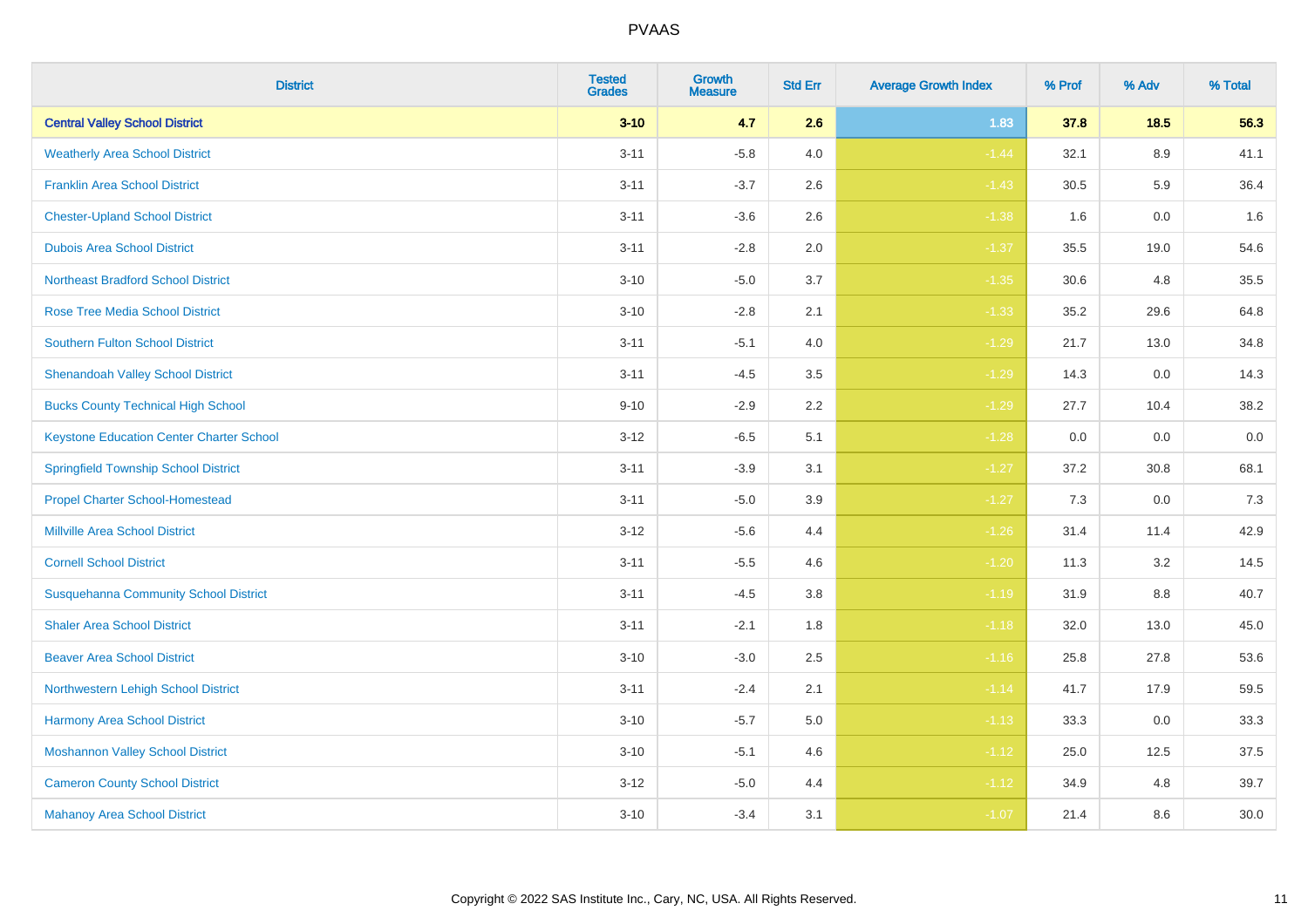| District | Tested Grades | Growth Measure | Std Err | Average Growth Index | % Prof | % Adv | % Total |
|---|---|---|---|---|---|---|---|
| **Central Valley School District** | **3-10** | **4.7** | **2.6** | **1.83** | **37.8** | **18.5** | **56.3** |
| Weatherly Area School District | 3-11 | -5.8 | 4.0 | -1.44 | 32.1 | 8.9 | 41.1 |
| Franklin Area School District | 3-11 | -3.7 | 2.6 | -1.43 | 30.5 | 5.9 | 36.4 |
| Chester-Upland School District | 3-11 | -3.6 | 2.6 | -1.38 | 1.6 | 0.0 | 1.6 |
| Dubois Area School District | 3-11 | -2.8 | 2.0 | -1.37 | 35.5 | 19.0 | 54.6 |
| Northeast Bradford School District | 3-10 | -5.0 | 3.7 | -1.35 | 30.6 | 4.8 | 35.5 |
| Rose Tree Media School District | 3-10 | -2.8 | 2.1 | -1.33 | 35.2 | 29.6 | 64.8 |
| Southern Fulton School District | 3-11 | -5.1 | 4.0 | -1.29 | 21.7 | 13.0 | 34.8 |
| Shenandoah Valley School District | 3-11 | -4.5 | 3.5 | -1.29 | 14.3 | 0.0 | 14.3 |
| Bucks County Technical High School | 9-10 | -2.9 | 2.2 | -1.29 | 27.7 | 10.4 | 38.2 |
| Keystone Education Center Charter School | 3-12 | -6.5 | 5.1 | -1.28 | 0.0 | 0.0 | 0.0 |
| Springfield Township School District | 3-11 | -3.9 | 3.1 | -1.27 | 37.2 | 30.8 | 68.1 |
| Propel Charter School-Homestead | 3-11 | -5.0 | 3.9 | -1.27 | 7.3 | 0.0 | 7.3 |
| Millville Area School District | 3-12 | -5.6 | 4.4 | -1.26 | 31.4 | 11.4 | 42.9 |
| Cornell School District | 3-11 | -5.5 | 4.6 | -1.20 | 11.3 | 3.2 | 14.5 |
| Susquehanna Community School District | 3-11 | -4.5 | 3.8 | -1.19 | 31.9 | 8.8 | 40.7 |
| Shaler Area School District | 3-11 | -2.1 | 1.8 | -1.18 | 32.0 | 13.0 | 45.0 |
| Beaver Area School District | 3-10 | -3.0 | 2.5 | -1.16 | 25.8 | 27.8 | 53.6 |
| Northwestern Lehigh School District | 3-11 | -2.4 | 2.1 | -1.14 | 41.7 | 17.9 | 59.5 |
| Harmony Area School District | 3-10 | -5.7 | 5.0 | -1.13 | 33.3 | 0.0 | 33.3 |
| Moshannon Valley School District | 3-10 | -5.1 | 4.6 | -1.12 | 25.0 | 12.5 | 37.5 |
| Cameron County School District | 3-12 | -5.0 | 4.4 | -1.12 | 34.9 | 4.8 | 39.7 |
| Mahanoy Area School District | 3-10 | -3.4 | 3.1 | -1.07 | 21.4 | 8.6 | 30.0 |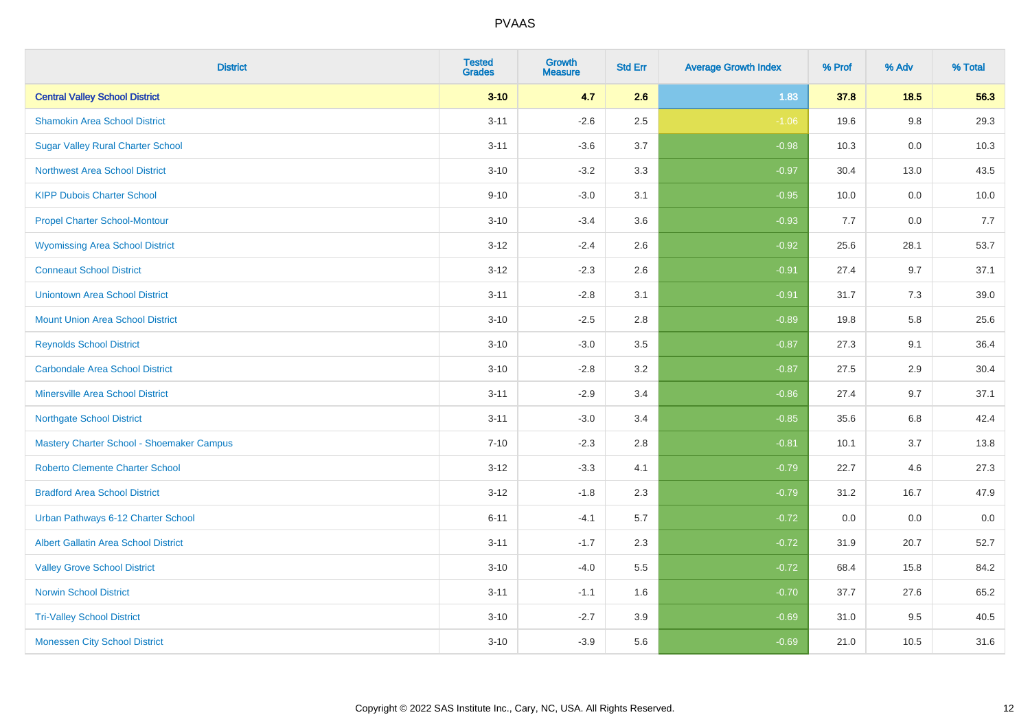| District | Tested Grades | Growth Measure | Std Err | Average Growth Index | % Prof | % Adv | % Total |
|---|---|---|---|---|---|---|---|
| **Central Valley School District** | **3-10** | **4.7** | **2.6** | **1.83** | **37.8** | **18.5** | **56.3** |
| Shamokin Area School District | 3-11 | -2.6 | 2.5 | -1.06 | 19.6 | 9.8 | 29.3 |
| Sugar Valley Rural Charter School | 3-11 | -3.6 | 3.7 | -0.98 | 10.3 | 0.0 | 10.3 |
| Northwest Area School District | 3-10 | -3.2 | 3.3 | -0.97 | 30.4 | 13.0 | 43.5 |
| KIPP Dubois Charter School | 9-10 | -3.0 | 3.1 | -0.95 | 10.0 | 0.0 | 10.0 |
| Propel Charter School-Montour | 3-10 | -3.4 | 3.6 | -0.93 | 7.7 | 0.0 | 7.7 |
| Wyomissing Area School District | 3-12 | -2.4 | 2.6 | -0.92 | 25.6 | 28.1 | 53.7 |
| Conneaut School District | 3-12 | -2.3 | 2.6 | -0.91 | 27.4 | 9.7 | 37.1 |
| Uniontown Area School District | 3-11 | -2.8 | 3.1 | -0.91 | 31.7 | 7.3 | 39.0 |
| Mount Union Area School District | 3-10 | -2.5 | 2.8 | -0.89 | 19.8 | 5.8 | 25.6 |
| Reynolds School District | 3-10 | -3.0 | 3.5 | -0.87 | 27.3 | 9.1 | 36.4 |
| Carbondale Area School District | 3-10 | -2.8 | 3.2 | -0.87 | 27.5 | 2.9 | 30.4 |
| Minersville Area School District | 3-11 | -2.9 | 3.4 | -0.86 | 27.4 | 9.7 | 37.1 |
| Northgate School District | 3-11 | -3.0 | 3.4 | -0.85 | 35.6 | 6.8 | 42.4 |
| Mastery Charter School - Shoemaker Campus | 7-10 | -2.3 | 2.8 | -0.81 | 10.1 | 3.7 | 13.8 |
| Roberto Clemente Charter School | 3-12 | -3.3 | 4.1 | -0.79 | 22.7 | 4.6 | 27.3 |
| Bradford Area School District | 3-12 | -1.8 | 2.3 | -0.79 | 31.2 | 16.7 | 47.9 |
| Urban Pathways 6-12 Charter School | 6-11 | -4.1 | 5.7 | -0.72 | 0.0 | 0.0 | 0.0 |
| Albert Gallatin Area School District | 3-11 | -1.7 | 2.3 | -0.72 | 31.9 | 20.7 | 52.7 |
| Valley Grove School District | 3-10 | -4.0 | 5.5 | -0.72 | 68.4 | 15.8 | 84.2 |
| Norwin School District | 3-11 | -1.1 | 1.6 | -0.70 | 37.7 | 27.6 | 65.2 |
| Tri-Valley School District | 3-10 | -2.7 | 3.9 | -0.69 | 31.0 | 9.5 | 40.5 |
| Monessen City School District | 3-10 | -3.9 | 5.6 | -0.69 | 21.0 | 10.5 | 31.6 |

Copyright © 2022 SAS Institute Inc., Cary, NC, USA. All Rights Reserved.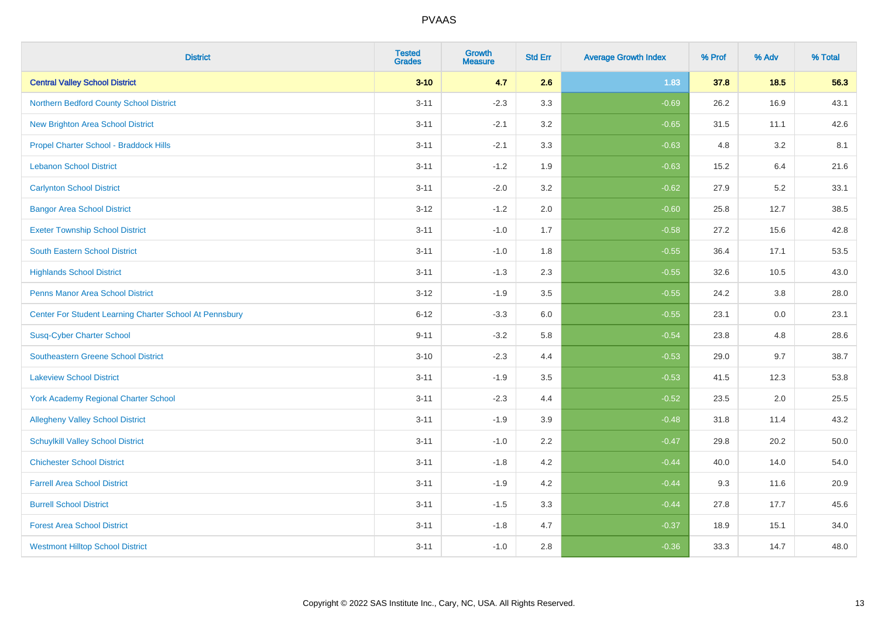# PVAAS

| District | Tested Grades | Growth Measure | Std Err | Average Growth Index | % Prof | % Adv | % Total |
|---|---|---|---|---|---|---|---|
| **Central Valley School District** | **3-10** | **4.7** | **2.6** | **1.83** | **37.8** | **18.5** | **56.3** |
| Northern Bedford County School District | 3-11 | -2.3 | 3.3 | -0.69 | 26.2 | 16.9 | 43.1 |
| New Brighton Area School District | 3-11 | -2.1 | 3.2 | -0.65 | 31.5 | 11.1 | 42.6 |
| Propel Charter School - Braddock Hills | 3-11 | -2.1 | 3.3 | -0.63 | 4.8 | 3.2 | 8.1 |
| Lebanon School District | 3-11 | -1.2 | 1.9 | -0.63 | 15.2 | 6.4 | 21.6 |
| Carlynton School District | 3-11 | -2.0 | 3.2 | -0.62 | 27.9 | 5.2 | 33.1 |
| Bangor Area School District | 3-12 | -1.2 | 2.0 | -0.60 | 25.8 | 12.7 | 38.5 |
| Exeter Township School District | 3-11 | -1.0 | 1.7 | -0.58 | 27.2 | 15.6 | 42.8 |
| South Eastern School District | 3-11 | -1.0 | 1.8 | -0.55 | 36.4 | 17.1 | 53.5 |
| Highlands School District | 3-11 | -1.3 | 2.3 | -0.55 | 32.6 | 10.5 | 43.0 |
| Penns Manor Area School District | 3-12 | -1.9 | 3.5 | -0.55 | 24.2 | 3.8 | 28.0 |
| Center For Student Learning Charter School At Pennsbury | 6-12 | -3.3 | 6.0 | -0.55 | 23.1 | 0.0 | 23.1 |
| Susq-Cyber Charter School | 9-11 | -3.2 | 5.8 | -0.54 | 23.8 | 4.8 | 28.6 |
| Southeastern Greene School District | 3-10 | -2.3 | 4.4 | -0.53 | 29.0 | 9.7 | 38.7 |
| Lakeview School District | 3-11 | -1.9 | 3.5 | -0.53 | 41.5 | 12.3 | 53.8 |
| York Academy Regional Charter School | 3-11 | -2.3 | 4.4 | -0.52 | 23.5 | 2.0 | 25.5 |
| Allegheny Valley School District | 3-11 | -1.9 | 3.9 | -0.48 | 31.8 | 11.4 | 43.2 |
| Schuylkill Valley School District | 3-11 | -1.0 | 2.2 | -0.47 | 29.8 | 20.2 | 50.0 |
| Chichester School District | 3-11 | -1.8 | 4.2 | -0.44 | 40.0 | 14.0 | 54.0 |
| Farrell Area School District | 3-11 | -1.9 | 4.2 | -0.44 | 9.3 | 11.6 | 20.9 |
| Burrell School District | 3-11 | -1.5 | 3.3 | -0.44 | 27.8 | 17.7 | 45.6 |
| Forest Area School District | 3-11 | -1.8 | 4.7 | -0.37 | 18.9 | 15.1 | 34.0 |
| Westmont Hilltop School District | 3-11 | -1.0 | 2.8 | -0.36 | 33.3 | 14.7 | 48.0 |

Copyright © 2022 SAS Institute Inc., Cary, NC, USA. All Rights Reserved.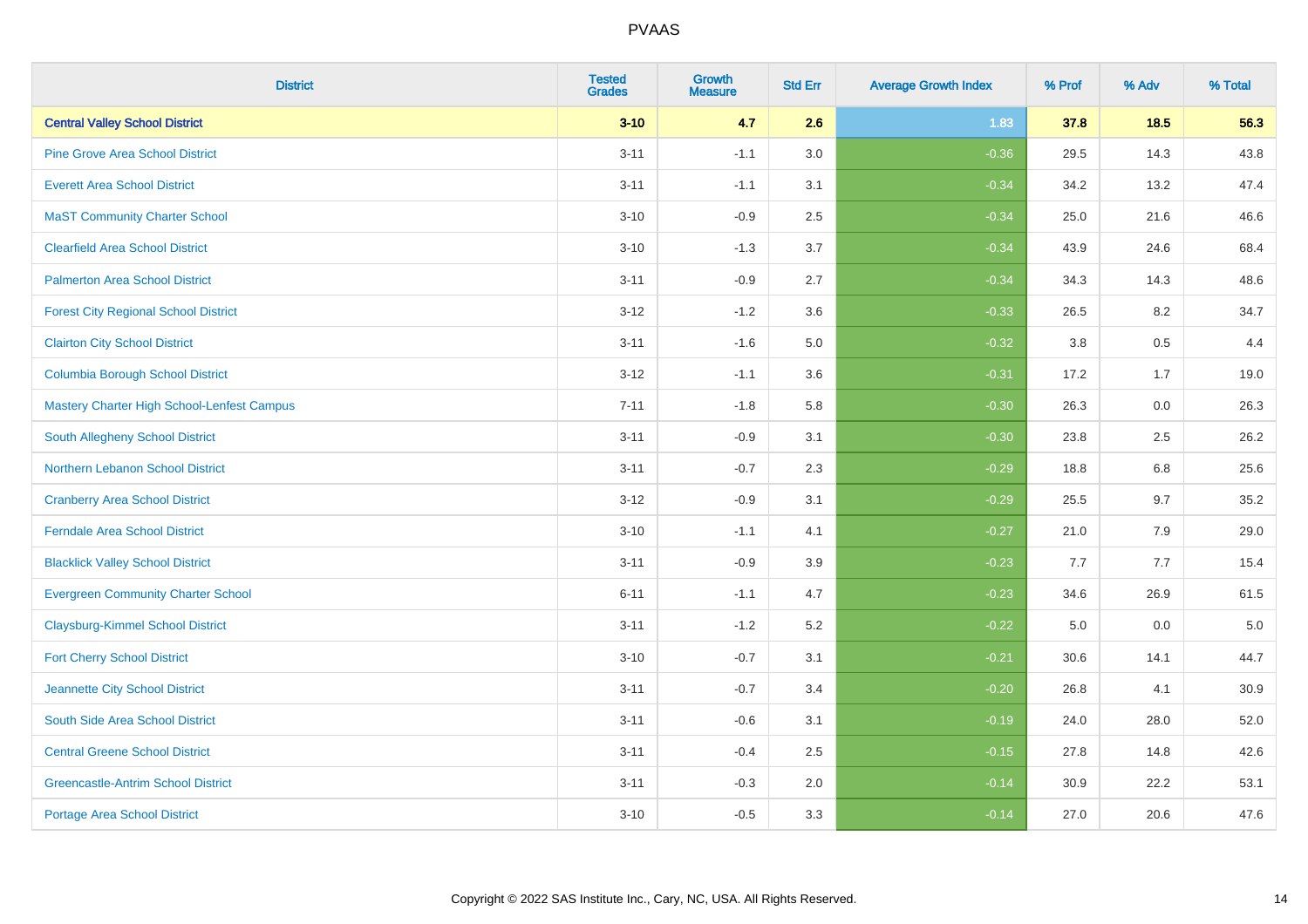| District | Tested Grades | Growth Measure | Std Err | Average Growth Index | % Prof | % Adv | % Total |
|---|---|---|---|---|---|---|---|
| **Central Valley School District** | **3-10** | **4.7** | **2.6** | **1.83** | **37.8** | **18.5** | **56.3** |
| Pine Grove Area School District | 3-11 | -1.1 | 3.0 | -0.36 | 29.5 | 14.3 | 43.8 |
| Everett Area School District | 3-11 | -1.1 | 3.1 | -0.34 | 34.2 | 13.2 | 47.4 |
| MaST Community Charter School | 3-10 | -0.9 | 2.5 | -0.34 | 25.0 | 21.6 | 46.6 |
| Clearfield Area School District | 3-10 | -1.3 | 3.7 | -0.34 | 43.9 | 24.6 | 68.4 |
| Palmerton Area School District | 3-11 | -0.9 | 2.7 | -0.34 | 34.3 | 14.3 | 48.6 |
| Forest City Regional School District | 3-12 | -1.2 | 3.6 | -0.33 | 26.5 | 8.2 | 34.7 |
| Clairton City School District | 3-11 | -1.6 | 5.0 | -0.32 | 3.8 | 0.5 | 4.4 |
| Columbia Borough School District | 3-12 | -1.1 | 3.6 | -0.31 | 17.2 | 1.7 | 19.0 |
| Mastery Charter High School-Lenfest Campus | 7-11 | -1.8 | 5.8 | -0.30 | 26.3 | 0.0 | 26.3 |
| South Allegheny School District | 3-11 | -0.9 | 3.1 | -0.30 | 23.8 | 2.5 | 26.2 |
| Northern Lebanon School District | 3-11 | -0.7 | 2.3 | -0.29 | 18.8 | 6.8 | 25.6 |
| Cranberry Area School District | 3-12 | -0.9 | 3.1 | -0.29 | 25.5 | 9.7 | 35.2 |
| Ferndale Area School District | 3-10 | -1.1 | 4.1 | -0.27 | 21.0 | 7.9 | 29.0 |
| Blacklick Valley School District | 3-11 | -0.9 | 3.9 | -0.23 | 7.7 | 7.7 | 15.4 |
| Evergreen Community Charter School | 6-11 | -1.1 | 4.7 | -0.23 | 34.6 | 26.9 | 61.5 |
| Claysburg-Kimmel School District | 3-11 | -1.2 | 5.2 | -0.22 | 5.0 | 0.0 | 5.0 |
| Fort Cherry School District | 3-10 | -0.7 | 3.1 | -0.21 | 30.6 | 14.1 | 44.7 |
| Jeannette City School District | 3-11 | -0.7 | 3.4 | -0.20 | 26.8 | 4.1 | 30.9 |
| South Side Area School District | 3-11 | -0.6 | 3.1 | -0.19 | 24.0 | 28.0 | 52.0 |
| Central Greene School District | 3-11 | -0.4 | 2.5 | -0.15 | 27.8 | 14.8 | 42.6 |
| Greencastle-Antrim School District | 3-11 | -0.3 | 2.0 | -0.14 | 30.9 | 22.2 | 53.1 |
| Portage Area School District | 3-10 | -0.5 | 3.3 | -0.14 | 27.0 | 20.6 | 47.6 |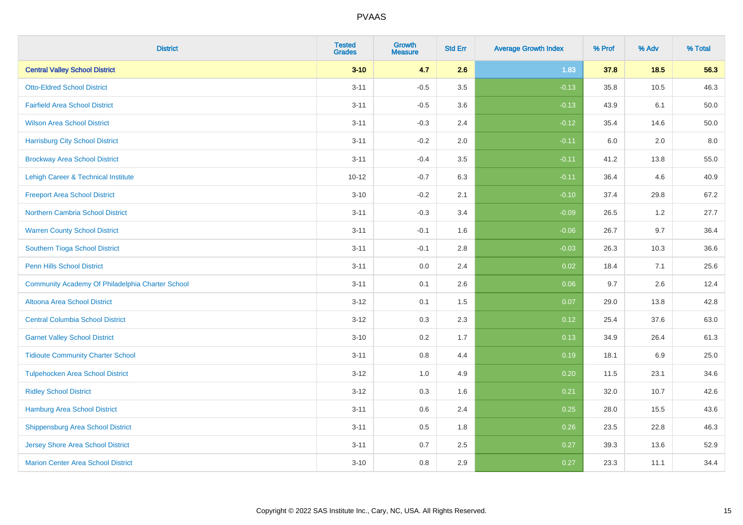| District | Tested Grades | Growth Measure | Std Err | Average Growth Index | % Prof | % Adv | % Total |
|---|---|---|---|---|---|---|---|
| **Central Valley School District** | **3-10** | **4.7** | **2.6** | **1.83** | **37.8** | **18.5** | **56.3** |
| Otto-Eldred School District | 3-11 | -0.5 | 3.5 | -0.13 | 35.8 | 10.5 | 46.3 |
| Fairfield Area School District | 3-11 | -0.5 | 3.6 | -0.13 | 43.9 | 6.1 | 50.0 |
| Wilson Area School District | 3-11 | -0.3 | 2.4 | -0.12 | 35.4 | 14.6 | 50.0 |
| Harrisburg City School District | 3-11 | -0.2 | 2.0 | -0.11 | 6.0 | 2.0 | 8.0 |
| Brockway Area School District | 3-11 | -0.4 | 3.5 | -0.11 | 41.2 | 13.8 | 55.0 |
| Lehigh Career & Technical Institute | 10-12 | -0.7 | 6.3 | -0.11 | 36.4 | 4.6 | 40.9 |
| Freeport Area School District | 3-10 | -0.2 | 2.1 | -0.10 | 37.4 | 29.8 | 67.2 |
| Northern Cambria School District | 3-11 | -0.3 | 3.4 | -0.09 | 26.5 | 1.2 | 27.7 |
| Warren County School District | 3-11 | -0.1 | 1.6 | -0.06 | 26.7 | 9.7 | 36.4 |
| Southern Tioga School District | 3-11 | -0.1 | 2.8 | -0.03 | 26.3 | 10.3 | 36.6 |
| Penn Hills School District | 3-11 | 0.0 | 2.4 | 0.02 | 18.4 | 7.1 | 25.6 |
| Community Academy Of Philadelphia Charter School | 3-11 | 0.1 | 2.6 | 0.06 | 9.7 | 2.6 | 12.4 |
| Altoona Area School District | 3-12 | 0.1 | 1.5 | 0.07 | 29.0 | 13.8 | 42.8 |
| Central Columbia School District | 3-12 | 0.3 | 2.3 | 0.12 | 25.4 | 37.6 | 63.0 |
| Garnet Valley School District | 3-10 | 0.2 | 1.7 | 0.13 | 34.9 | 26.4 | 61.3 |
| Tidioute Community Charter School | 3-11 | 0.8 | 4.4 | 0.19 | 18.1 | 6.9 | 25.0 |
| Tulpehocken Area School District | 3-12 | 1.0 | 4.9 | 0.20 | 11.5 | 23.1 | 34.6 |
| Ridley School District | 3-12 | 0.3 | 1.6 | 0.21 | 32.0 | 10.7 | 42.6 |
| Hamburg Area School District | 3-11 | 0.6 | 2.4 | 0.25 | 28.0 | 15.5 | 43.6 |
| Shippensburg Area School District | 3-11 | 0.5 | 1.8 | 0.26 | 23.5 | 22.8 | 46.3 |
| Jersey Shore Area School District | 3-11 | 0.7 | 2.5 | 0.27 | 39.3 | 13.6 | 52.9 |
| Marion Center Area School District | 3-10 | 0.8 | 2.9 | 0.27 | 23.3 | 11.1 | 34.4 |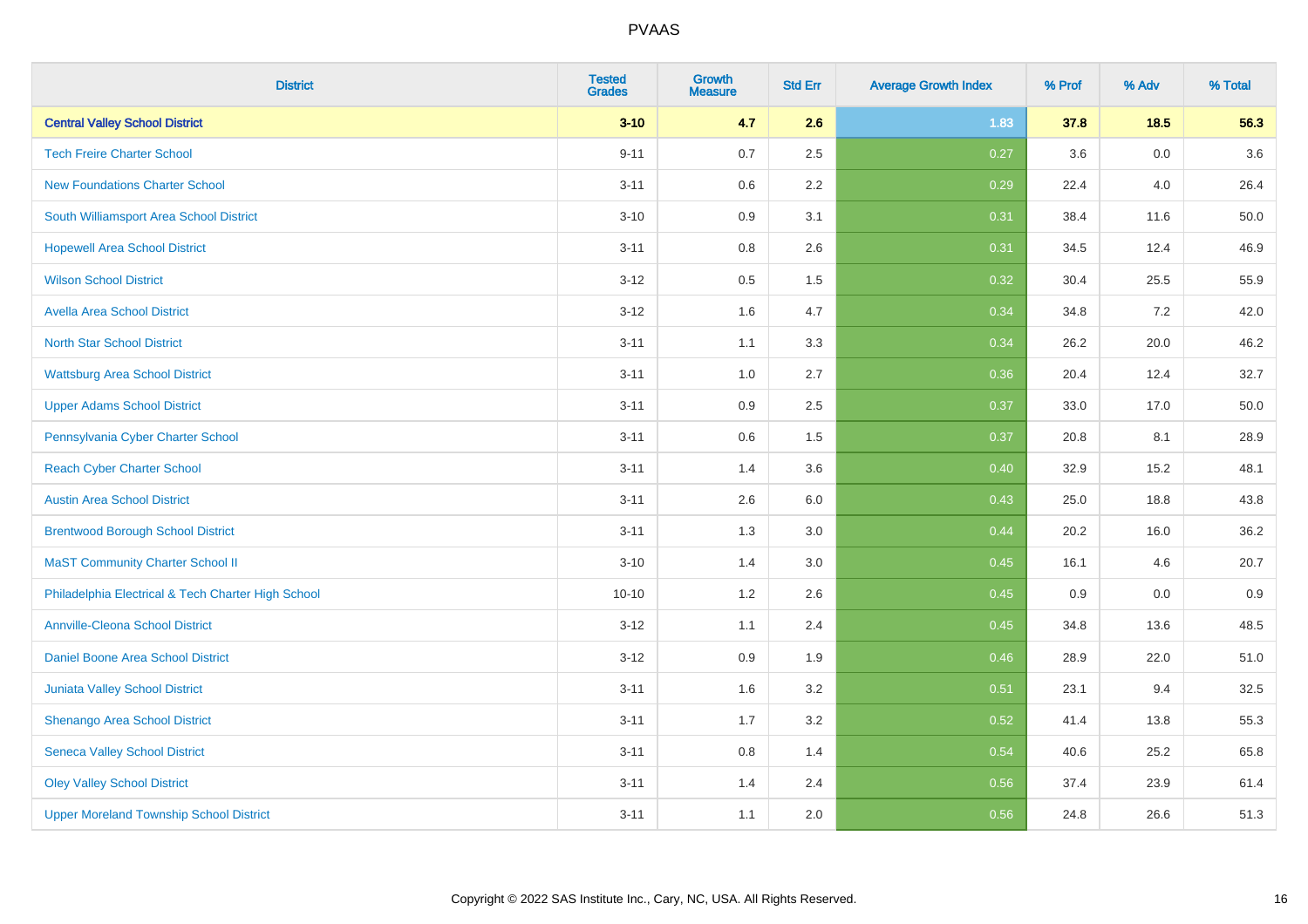| District | Tested Grades | Growth Measure | Std Err | Average Growth Index | % Prof | % Adv | % Total |
|---|---|---|---|---|---|---|---|
| **Central Valley School District** | **3-10** | **4.7** | **2.6** | **1.83** | **37.8** | **18.5** | **56.3** |
| Tech Freire Charter School | 9-11 | 0.7 | 2.5 | 0.27 | 3.6 | 0.0 | 3.6 |
| New Foundations Charter School | 3-11 | 0.6 | 2.2 | 0.29 | 22.4 | 4.0 | 26.4 |
| South Williamsport Area School District | 3-10 | 0.9 | 3.1 | 0.31 | 38.4 | 11.6 | 50.0 |
| Hopewell Area School District | 3-11 | 0.8 | 2.6 | 0.31 | 34.5 | 12.4 | 46.9 |
| Wilson School District | 3-12 | 0.5 | 1.5 | 0.32 | 30.4 | 25.5 | 55.9 |
| Avella Area School District | 3-12 | 1.6 | 4.7 | 0.34 | 34.8 | 7.2 | 42.0 |
| North Star School District | 3-11 | 1.1 | 3.3 | 0.34 | 26.2 | 20.0 | 46.2 |
| Wattsburg Area School District | 3-11 | 1.0 | 2.7 | 0.36 | 20.4 | 12.4 | 32.7 |
| Upper Adams School District | 3-11 | 0.9 | 2.5 | 0.37 | 33.0 | 17.0 | 50.0 |
| Pennsylvania Cyber Charter School | 3-11 | 0.6 | 1.5 | 0.37 | 20.8 | 8.1 | 28.9 |
| Reach Cyber Charter School | 3-11 | 1.4 | 3.6 | 0.40 | 32.9 | 15.2 | 48.1 |
| Austin Area School District | 3-11 | 2.6 | 6.0 | 0.43 | 25.0 | 18.8 | 43.8 |
| Brentwood Borough School District | 3-11 | 1.3 | 3.0 | 0.44 | 20.2 | 16.0 | 36.2 |
| MaST Community Charter School II | 3-10 | 1.4 | 3.0 | 0.45 | 16.1 | 4.6 | 20.7 |
| Philadelphia Electrical & Tech Charter High School | 10-10 | 1.2 | 2.6 | 0.45 | 0.9 | 0.0 | 0.9 |
| Annville-Cleona School District | 3-12 | 1.1 | 2.4 | 0.45 | 34.8 | 13.6 | 48.5 |
| Daniel Boone Area School District | 3-12 | 0.9 | 1.9 | 0.46 | 28.9 | 22.0 | 51.0 |
| Juniata Valley School District | 3-11 | 1.6 | 3.2 | 0.51 | 23.1 | 9.4 | 32.5 |
| Shenango Area School District | 3-11 | 1.7 | 3.2 | 0.52 | 41.4 | 13.8 | 55.3 |
| Seneca Valley School District | 3-11 | 0.8 | 1.4 | 0.54 | 40.6 | 25.2 | 65.8 |
| Oley Valley School District | 3-11 | 1.4 | 2.4 | 0.56 | 37.4 | 23.9 | 61.4 |
| Upper Moreland Township School District | 3-11 | 1.1 | 2.0 | 0.56 | 24.8 | 26.6 | 51.3 |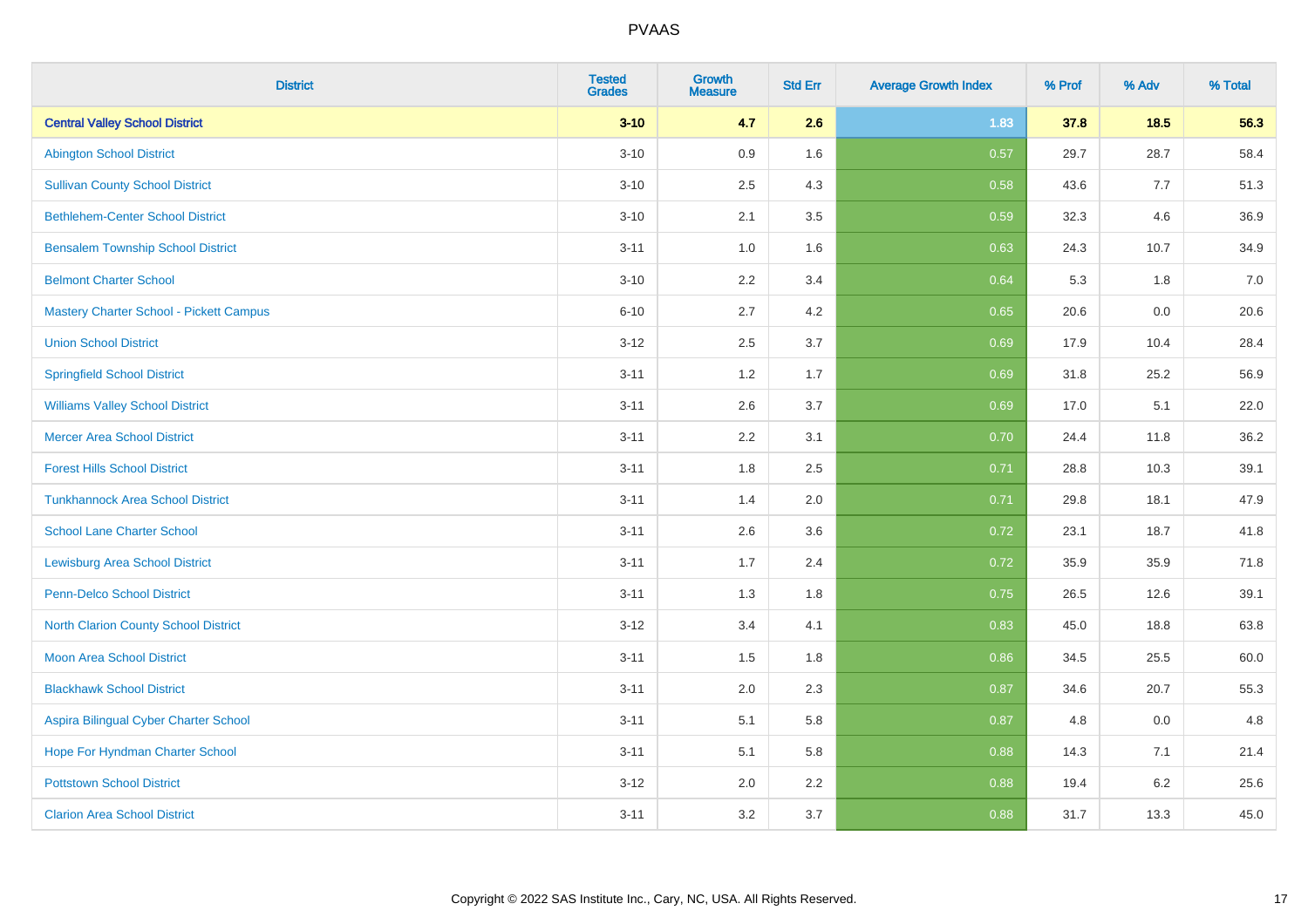| District | Tested Grades | Growth Measure | Std Err | Average Growth Index | % Prof | % Adv | % Total |
|---|---|---|---|---|---|---|---|
| **Central Valley School District** | **3-10** | **4.7** | **2.6** | **1.83** | **37.8** | **18.5** | **56.3** |
| Abington School District | 3-10 | 0.9 | 1.6 | 0.57 | 29.7 | 28.7 | 58.4 |
| Sullivan County School District | 3-10 | 2.5 | 4.3 | 0.58 | 43.6 | 7.7 | 51.3 |
| Bethlehem-Center School District | 3-10 | 2.1 | 3.5 | 0.59 | 32.3 | 4.6 | 36.9 |
| Bensalem Township School District | 3-11 | 1.0 | 1.6 | 0.63 | 24.3 | 10.7 | 34.9 |
| Belmont Charter School | 3-10 | 2.2 | 3.4 | 0.64 | 5.3 | 1.8 | 7.0 |
| Mastery Charter School - Pickett Campus | 6-10 | 2.7 | 4.2 | 0.65 | 20.6 | 0.0 | 20.6 |
| Union School District | 3-12 | 2.5 | 3.7 | 0.69 | 17.9 | 10.4 | 28.4 |
| Springfield School District | 3-11 | 1.2 | 1.7 | 0.69 | 31.8 | 25.2 | 56.9 |
| Williams Valley School District | 3-11 | 2.6 | 3.7 | 0.69 | 17.0 | 5.1 | 22.0 |
| Mercer Area School District | 3-11 | 2.2 | 3.1 | 0.70 | 24.4 | 11.8 | 36.2 |
| Forest Hills School District | 3-11 | 1.8 | 2.5 | 0.71 | 28.8 | 10.3 | 39.1 |
| Tunkhannock Area School District | 3-11 | 1.4 | 2.0 | 0.71 | 29.8 | 18.1 | 47.9 |
| School Lane Charter School | 3-11 | 2.6 | 3.6 | 0.72 | 23.1 | 18.7 | 41.8 |
| Lewisburg Area School District | 3-11 | 1.7 | 2.4 | 0.72 | 35.9 | 35.9 | 71.8 |
| Penn-Delco School District | 3-11 | 1.3 | 1.8 | 0.75 | 26.5 | 12.6 | 39.1 |
| North Clarion County School District | 3-12 | 3.4 | 4.1 | 0.83 | 45.0 | 18.8 | 63.8 |
| Moon Area School District | 3-11 | 1.5 | 1.8 | 0.86 | 34.5 | 25.5 | 60.0 |
| Blackhawk School District | 3-11 | 2.0 | 2.3 | 0.87 | 34.6 | 20.7 | 55.3 |
| Aspira Bilingual Cyber Charter School | 3-11 | 5.1 | 5.8 | 0.87 | 4.8 | 0.0 | 4.8 |
| Hope For Hyndman Charter School | 3-11 | 5.1 | 5.8 | 0.88 | 14.3 | 7.1 | 21.4 |
| Pottstown School District | 3-12 | 2.0 | 2.2 | 0.88 | 19.4 | 6.2 | 25.6 |
| Clarion Area School District | 3-11 | 3.2 | 3.7 | 0.88 | 31.7 | 13.3 | 45.0 |

Copyright © 2022 SAS Institute Inc., Cary, NC, USA. All Rights Reserved.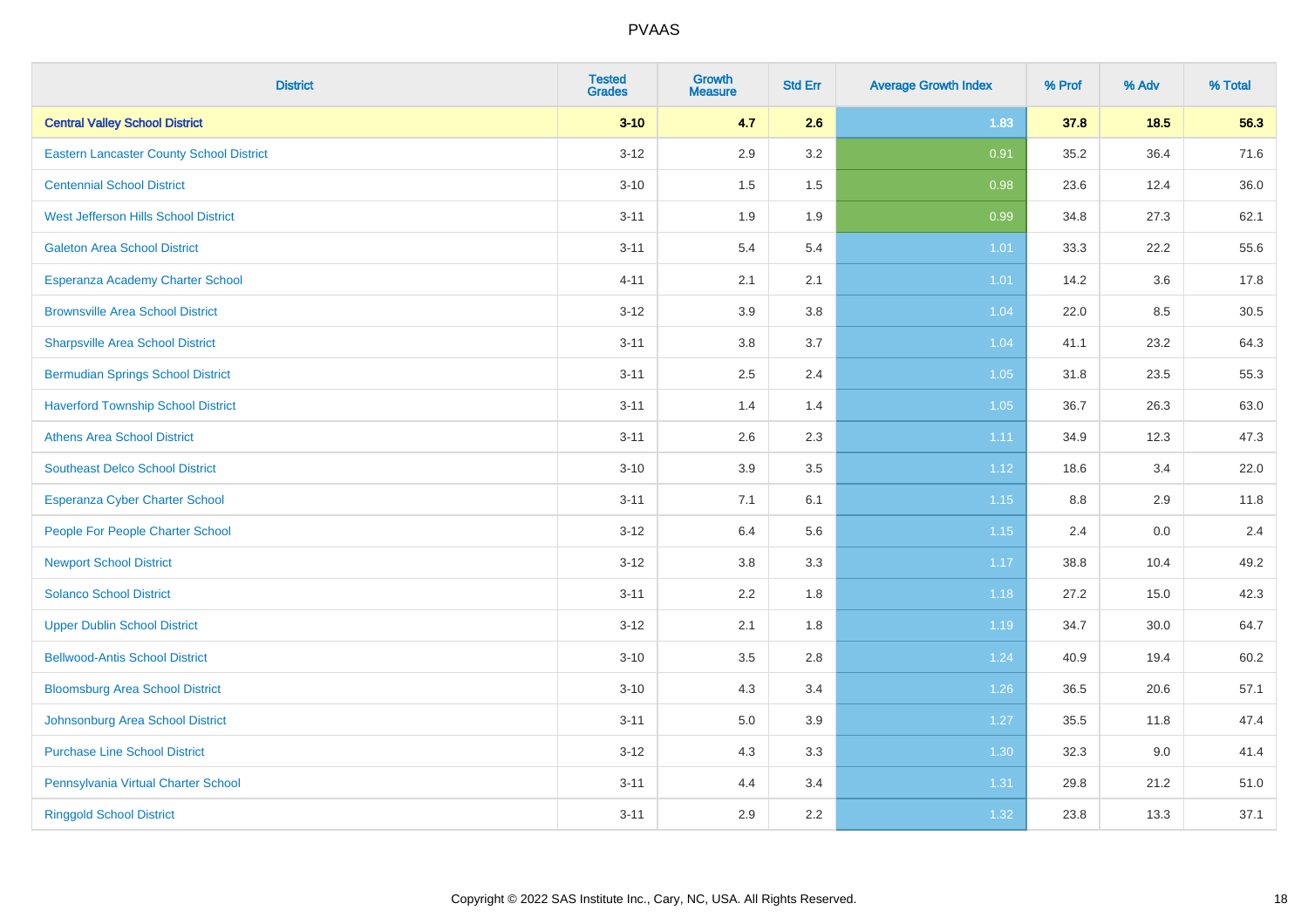# PVAAS

| District | Tested Grades | Growth Measure | Std Err | Average Growth Index | % Prof | % Adv | % Total |
|---|---|---|---|---|---|---|---|
| **Central Valley School District** | **3-10** | **4.7** | **2.6** | **1.83** | **37.8** | **18.5** | **56.3** |
| Eastern Lancaster County School District | 3-12 | 2.9 | 3.2 | 0.91 | 35.2 | 36.4 | 71.6 |
| Centennial School District | 3-10 | 1.5 | 1.5 | 0.98 | 23.6 | 12.4 | 36.0 |
| West Jefferson Hills School District | 3-11 | 1.9 | 1.9 | 0.99 | 34.8 | 27.3 | 62.1 |
| Galeton Area School District | 3-11 | 5.4 | 5.4 | 1.01 | 33.3 | 22.2 | 55.6 |
| Esperanza Academy Charter School | 4-11 | 2.1 | 2.1 | 1.01 | 14.2 | 3.6 | 17.8 |
| Brownsville Area School District | 3-12 | 3.9 | 3.8 | 1.04 | 22.0 | 8.5 | 30.5 |
| Sharpsville Area School District | 3-11 | 3.8 | 3.7 | 1.04 | 41.1 | 23.2 | 64.3 |
| Bermudian Springs School District | 3-11 | 2.5 | 2.4 | 1.05 | 31.8 | 23.5 | 55.3 |
| Haverford Township School District | 3-11 | 1.4 | 1.4 | 1.05 | 36.7 | 26.3 | 63.0 |
| Athens Area School District | 3-11 | 2.6 | 2.3 | 1.11 | 34.9 | 12.3 | 47.3 |
| Southeast Delco School District | 3-10 | 3.9 | 3.5 | 1.12 | 18.6 | 3.4 | 22.0 |
| Esperanza Cyber Charter School | 3-11 | 7.1 | 6.1 | 1.15 | 8.8 | 2.9 | 11.8 |
| People For People Charter School | 3-12 | 6.4 | 5.6 | 1.15 | 2.4 | 0.0 | 2.4 |
| Newport School District | 3-12 | 3.8 | 3.3 | 1.17 | 38.8 | 10.4 | 49.2 |
| Solanco School District | 3-11 | 2.2 | 1.8 | 1.18 | 27.2 | 15.0 | 42.3 |
| Upper Dublin School District | 3-12 | 2.1 | 1.8 | 1.19 | 34.7 | 30.0 | 64.7 |
| Bellwood-Antis School District | 3-10 | 3.5 | 2.8 | 1.24 | 40.9 | 19.4 | 60.2 |
| Bloomsburg Area School District | 3-10 | 4.3 | 3.4 | 1.26 | 36.5 | 20.6 | 57.1 |
| Johnsonburg Area School District | 3-11 | 5.0 | 3.9 | 1.27 | 35.5 | 11.8 | 47.4 |
| Purchase Line School District | 3-12 | 4.3 | 3.3 | 1.30 | 32.3 | 9.0 | 41.4 |
| Pennsylvania Virtual Charter School | 3-11 | 4.4 | 3.4 | 1.31 | 29.8 | 21.2 | 51.0 |
| Ringgold School District | 3-11 | 2.9 | 2.2 | 1.32 | 23.8 | 13.3 | 37.1 |

Copyright © 2022 SAS Institute Inc., Cary, NC, USA. All Rights Reserved.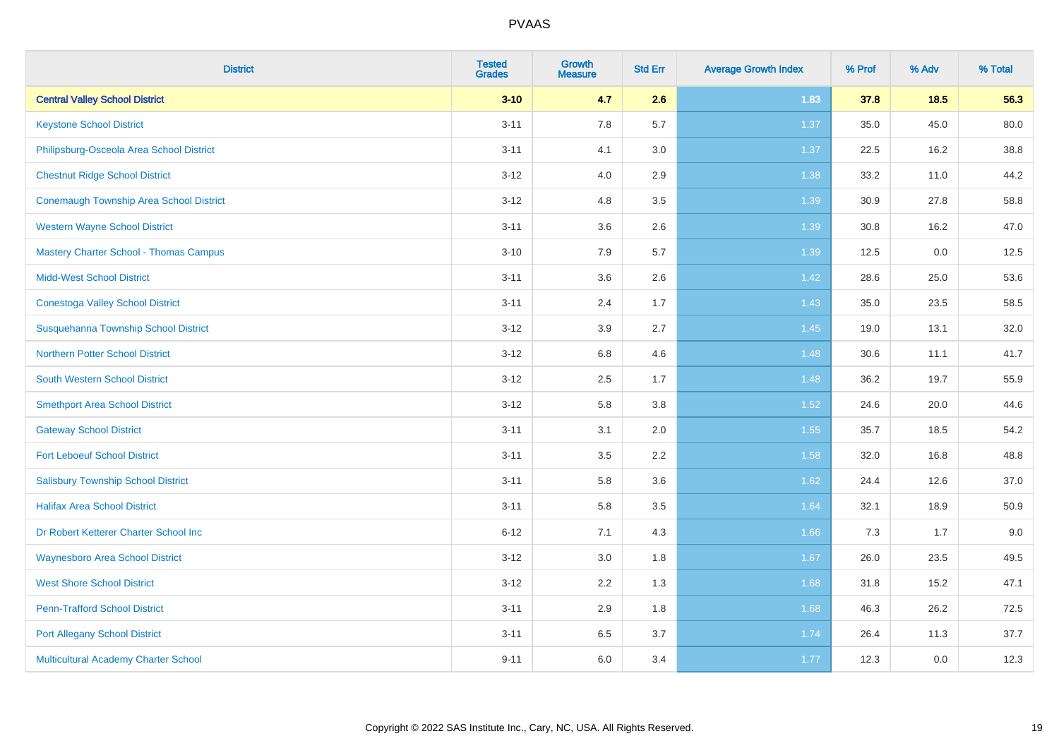# PVAAS

| District | Tested Grades | Growth Measure | Std Err | Average Growth Index | % Prof | % Adv | % Total |
|---|---|---|---|---|---|---|---|
| **Central Valley School District** | **3-10** | **4.7** | **2.6** | **1.83** | **37.8** | **18.5** | **56.3** |
| Keystone School District | 3-11 | 7.8 | 5.7 | 1.37 | 35.0 | 45.0 | 80.0 |
| Philipsburg-Osceola Area School District | 3-11 | 4.1 | 3.0 | 1.37 | 22.5 | 16.2 | 38.8 |
| Chestnut Ridge School District | 3-12 | 4.0 | 2.9 | 1.38 | 33.2 | 11.0 | 44.2 |
| Conemaugh Township Area School District | 3-12 | 4.8 | 3.5 | 1.39 | 30.9 | 27.8 | 58.8 |
| Western Wayne School District | 3-11 | 3.6 | 2.6 | 1.39 | 30.8 | 16.2 | 47.0 |
| Mastery Charter School - Thomas Campus | 3-10 | 7.9 | 5.7 | 1.39 | 12.5 | 0.0 | 12.5 |
| Midd-West School District | 3-11 | 3.6 | 2.6 | 1.42 | 28.6 | 25.0 | 53.6 |
| Conestoga Valley School District | 3-11 | 2.4 | 1.7 | 1.43 | 35.0 | 23.5 | 58.5 |
| Susquehanna Township School District | 3-12 | 3.9 | 2.7 | 1.45 | 19.0 | 13.1 | 32.0 |
| Northern Potter School District | 3-12 | 6.8 | 4.6 | 1.48 | 30.6 | 11.1 | 41.7 |
| South Western School District | 3-12 | 2.5 | 1.7 | 1.48 | 36.2 | 19.7 | 55.9 |
| Smethport Area School District | 3-12 | 5.8 | 3.8 | 1.52 | 24.6 | 20.0 | 44.6 |
| Gateway School District | 3-11 | 3.1 | 2.0 | 1.55 | 35.7 | 18.5 | 54.2 |
| Fort Leboeuf School District | 3-11 | 3.5 | 2.2 | 1.58 | 32.0 | 16.8 | 48.8 |
| Salisbury Township School District | 3-11 | 5.8 | 3.6 | 1.62 | 24.4 | 12.6 | 37.0 |
| Halifax Area School District | 3-11 | 5.8 | 3.5 | 1.64 | 32.1 | 18.9 | 50.9 |
| Dr Robert Ketterer Charter School Inc | 6-12 | 7.1 | 4.3 | 1.66 | 7.3 | 1.7 | 9.0 |
| Waynesboro Area School District | 3-12 | 3.0 | 1.8 | 1.67 | 26.0 | 23.5 | 49.5 |
| West Shore School District | 3-12 | 2.2 | 1.3 | 1.68 | 31.8 | 15.2 | 47.1 |
| Penn-Trafford School District | 3-11 | 2.9 | 1.8 | 1.68 | 46.3 | 26.2 | 72.5 |
| Port Allegany School District | 3-11 | 6.5 | 3.7 | 1.74 | 26.4 | 11.3 | 37.7 |
| Multicultural Academy Charter School | 9-11 | 6.0 | 3.4 | 1.77 | 12.3 | 0.0 | 12.3 |

Copyright © 2022 SAS Institute Inc., Cary, NC, USA. All Rights Reserved.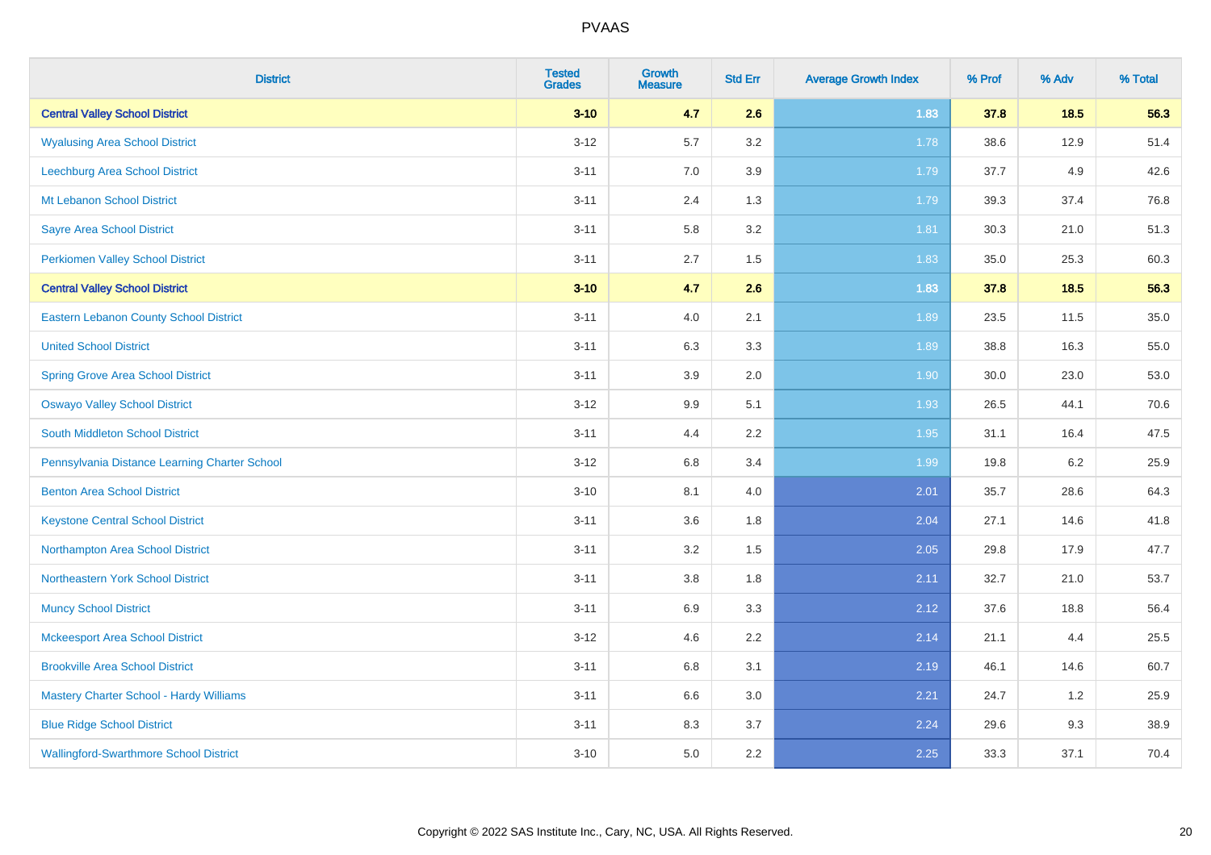| District | Tested Grades | Growth Measure | Std Err | Average Growth Index | % Prof | % Adv | % Total |
|---|---|---|---|---|---|---|---|
| **Central Valley School District** | **3-10** | **4.7** | **2.6** | **1.83** | **37.8** | **18.5** | **56.3** |
| Wyalusing Area School District | 3-12 | 5.7 | 3.2 | 1.78 | 38.6 | 12.9 | 51.4 |
| Leechburg Area School District | 3-11 | 7.0 | 3.9 | 1.79 | 37.7 | 4.9 | 42.6 |
| Mt Lebanon School District | 3-11 | 2.4 | 1.3 | 1.79 | 39.3 | 37.4 | 76.8 |
| Sayre Area School District | 3-11 | 5.8 | 3.2 | 1.81 | 30.3 | 21.0 | 51.3 |
| Perkiomen Valley School District | 3-11 | 2.7 | 1.5 | 1.83 | 35.0 | 25.3 | 60.3 |
| **Central Valley School District** | **3-10** | **4.7** | **2.6** | **1.83** | **37.8** | **18.5** | **56.3** |
| Eastern Lebanon County School District | 3-11 | 4.0 | 2.1 | 1.89 | 23.5 | 11.5 | 35.0 |
| United School District | 3-11 | 6.3 | 3.3 | 1.89 | 38.8 | 16.3 | 55.0 |
| Spring Grove Area School District | 3-11 | 3.9 | 2.0 | 1.90 | 30.0 | 23.0 | 53.0 |
| Oswayo Valley School District | 3-12 | 9.9 | 5.1 | 1.93 | 26.5 | 44.1 | 70.6 |
| South Middleton School District | 3-11 | 4.4 | 2.2 | 1.95 | 31.1 | 16.4 | 47.5 |
| Pennsylvania Distance Learning Charter School | 3-12 | 6.8 | 3.4 | 1.99 | 19.8 | 6.2 | 25.9 |
| Benton Area School District | 3-10 | 8.1 | 4.0 | 2.01 | 35.7 | 28.6 | 64.3 |
| Keystone Central School District | 3-11 | 3.6 | 1.8 | 2.04 | 27.1 | 14.6 | 41.8 |
| Northampton Area School District | 3-11 | 3.2 | 1.5 | 2.05 | 29.8 | 17.9 | 47.7 |
| Northeastern York School District | 3-11 | 3.8 | 1.8 | 2.11 | 32.7 | 21.0 | 53.7 |
| Muncy School District | 3-11 | 6.9 | 3.3 | 2.12 | 37.6 | 18.8 | 56.4 |
| Mckeesport Area School District | 3-12 | 4.6 | 2.2 | 2.14 | 21.1 | 4.4 | 25.5 |
| Brookville Area School District | 3-11 | 6.8 | 3.1 | 2.19 | 46.1 | 14.6 | 60.7 |
| Mastery Charter School - Hardy Williams | 3-11 | 6.6 | 3.0 | 2.21 | 24.7 | 1.2 | 25.9 |
| Blue Ridge School District | 3-11 | 8.3 | 3.7 | 2.24 | 29.6 | 9.3 | 38.9 |
| Wallingford-Swarthmore School District | 3-10 | 5.0 | 2.2 | 2.25 | 33.3 | 37.1 | 70.4 |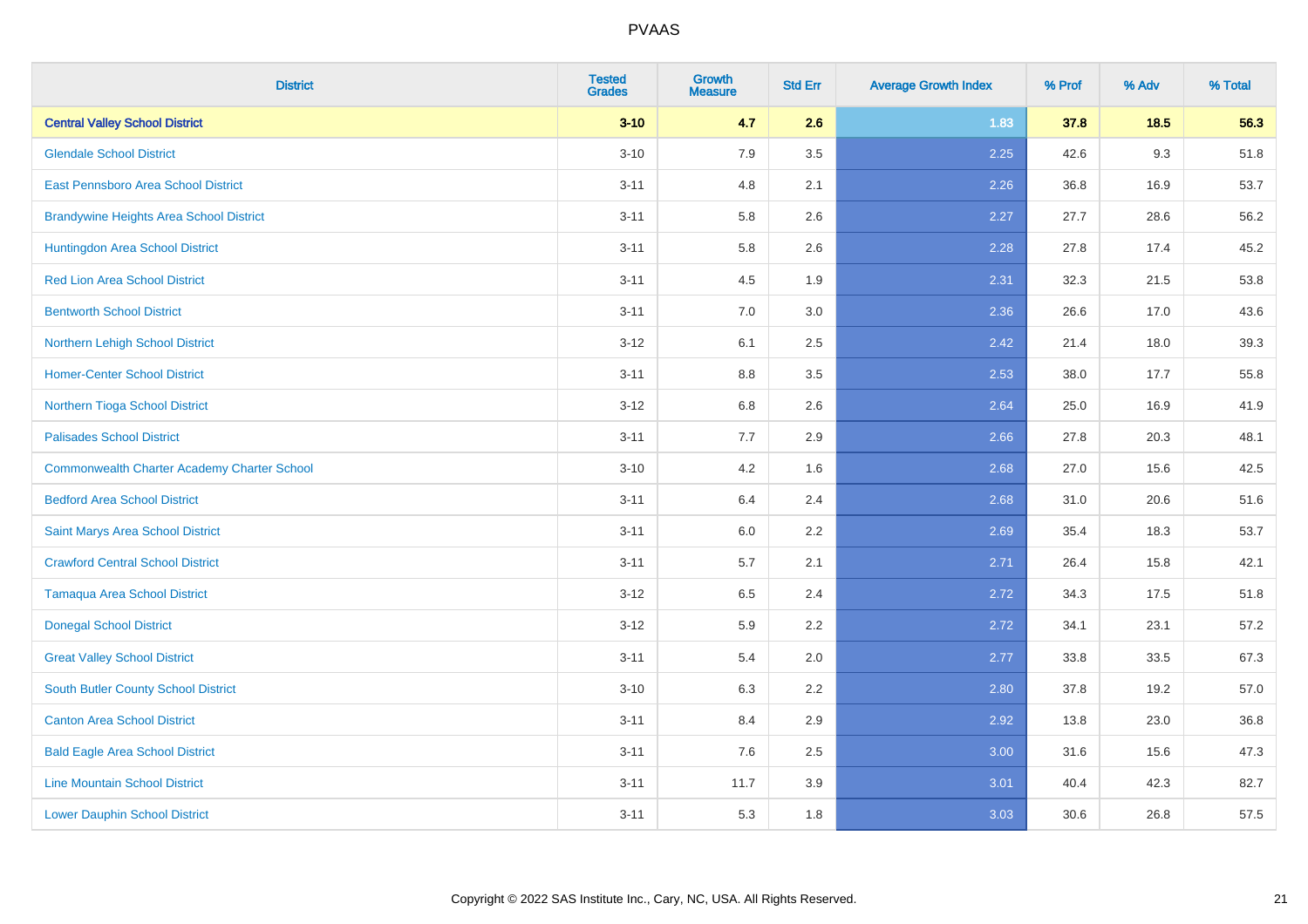| District | Tested Grades | Growth Measure | Std Err | Average Growth Index | % Prof | % Adv | % Total |
|---|---|---|---|---|---|---|---|
| **Central Valley School District** | **3-10** | **4.7** | **2.6** | **1.83** | **37.8** | **18.5** | **56.3** |
| Glendale School District | 3-10 | 7.9 | 3.5 | 2.25 | 42.6 | 9.3 | 51.8 |
| East Pennsboro Area School District | 3-11 | 4.8 | 2.1 | 2.26 | 36.8 | 16.9 | 53.7 |
| Brandywine Heights Area School District | 3-11 | 5.8 | 2.6 | 2.27 | 27.7 | 28.6 | 56.2 |
| Huntingdon Area School District | 3-11 | 5.8 | 2.6 | 2.28 | 27.8 | 17.4 | 45.2 |
| Red Lion Area School District | 3-11 | 4.5 | 1.9 | 2.31 | 32.3 | 21.5 | 53.8 |
| Bentworth School District | 3-11 | 7.0 | 3.0 | 2.36 | 26.6 | 17.0 | 43.6 |
| Northern Lehigh School District | 3-12 | 6.1 | 2.5 | 2.42 | 21.4 | 18.0 | 39.3 |
| Homer-Center School District | 3-11 | 8.8 | 3.5 | 2.53 | 38.0 | 17.7 | 55.8 |
| Northern Tioga School District | 3-12 | 6.8 | 2.6 | 2.64 | 25.0 | 16.9 | 41.9 |
| Palisades School District | 3-11 | 7.7 | 2.9 | 2.66 | 27.8 | 20.3 | 48.1 |
| Commonwealth Charter Academy Charter School | 3-10 | 4.2 | 1.6 | 2.68 | 27.0 | 15.6 | 42.5 |
| Bedford Area School District | 3-11 | 6.4 | 2.4 | 2.68 | 31.0 | 20.6 | 51.6 |
| Saint Marys Area School District | 3-11 | 6.0 | 2.2 | 2.69 | 35.4 | 18.3 | 53.7 |
| Crawford Central School District | 3-11 | 5.7 | 2.1 | 2.71 | 26.4 | 15.8 | 42.1 |
| Tamaqua Area School District | 3-12 | 6.5 | 2.4 | 2.72 | 34.3 | 17.5 | 51.8 |
| Donegal School District | 3-12 | 5.9 | 2.2 | 2.72 | 34.1 | 23.1 | 57.2 |
| Great Valley School District | 3-11 | 5.4 | 2.0 | 2.77 | 33.8 | 33.5 | 67.3 |
| South Butler County School District | 3-10 | 6.3 | 2.2 | 2.80 | 37.8 | 19.2 | 57.0 |
| Canton Area School District | 3-11 | 8.4 | 2.9 | 2.92 | 13.8 | 23.0 | 36.8 |
| Bald Eagle Area School District | 3-11 | 7.6 | 2.5 | 3.00 | 31.6 | 15.6 | 47.3 |
| Line Mountain School District | 3-11 | 11.7 | 3.9 | 3.01 | 40.4 | 42.3 | 82.7 |
| Lower Dauphin School District | 3-11 | 5.3 | 1.8 | 3.03 | 30.6 | 26.8 | 57.5 |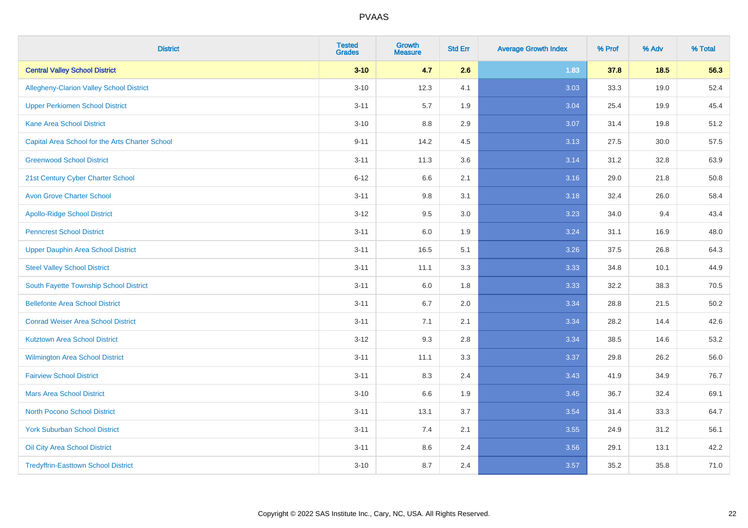| District | Tested Grades | Growth Measure | Std Err | Average Growth Index | % Prof | % Adv | % Total |
|---|---|---|---|---|---|---|---|
| **Central Valley School District** | **3-10** | **4.7** | **2.6** | **1.83** | **37.8** | **18.5** | **56.3** |
| Allegheny-Clarion Valley School District | 3-10 | 12.3 | 4.1 | 3.03 | 33.3 | 19.0 | 52.4 |
| Upper Perkiomen School District | 3-11 | 5.7 | 1.9 | 3.04 | 25.4 | 19.9 | 45.4 |
| Kane Area School District | 3-10 | 8.8 | 2.9 | 3.07 | 31.4 | 19.8 | 51.2 |
| Capital Area School for the Arts Charter School | 9-11 | 14.2 | 4.5 | 3.13 | 27.5 | 30.0 | 57.5 |
| Greenwood School District | 3-11 | 11.3 | 3.6 | 3.14 | 31.2 | 32.8 | 63.9 |
| 21st Century Cyber Charter School | 6-12 | 6.6 | 2.1 | 3.16 | 29.0 | 21.8 | 50.8 |
| Avon Grove Charter School | 3-11 | 9.8 | 3.1 | 3.18 | 32.4 | 26.0 | 58.4 |
| Apollo-Ridge School District | 3-12 | 9.5 | 3.0 | 3.23 | 34.0 | 9.4 | 43.4 |
| Penncrest School District | 3-11 | 6.0 | 1.9 | 3.24 | 31.1 | 16.9 | 48.0 |
| Upper Dauphin Area School District | 3-11 | 16.5 | 5.1 | 3.26 | 37.5 | 26.8 | 64.3 |
| Steel Valley School District | 3-11 | 11.1 | 3.3 | 3.33 | 34.8 | 10.1 | 44.9 |
| South Fayette Township School District | 3-11 | 6.0 | 1.8 | 3.33 | 32.2 | 38.3 | 70.5 |
| Bellefonte Area School District | 3-11 | 6.7 | 2.0 | 3.34 | 28.8 | 21.5 | 50.2 |
| Conrad Weiser Area School District | 3-11 | 7.1 | 2.1 | 3.34 | 28.2 | 14.4 | 42.6 |
| Kutztown Area School District | 3-12 | 9.3 | 2.8 | 3.34 | 38.5 | 14.6 | 53.2 |
| Wilmington Area School District | 3-11 | 11.1 | 3.3 | 3.37 | 29.8 | 26.2 | 56.0 |
| Fairview School District | 3-11 | 8.3 | 2.4 | 3.43 | 41.9 | 34.9 | 76.7 |
| Mars Area School District | 3-10 | 6.6 | 1.9 | 3.45 | 36.7 | 32.4 | 69.1 |
| North Pocono School District | 3-11 | 13.1 | 3.7 | 3.54 | 31.4 | 33.3 | 64.7 |
| York Suburban School District | 3-11 | 7.4 | 2.1 | 3.55 | 24.9 | 31.2 | 56.1 |
| Oil City Area School District | 3-11 | 8.6 | 2.4 | 3.56 | 29.1 | 13.1 | 42.2 |
| Tredyffrin-Easttown School District | 3-10 | 8.7 | 2.4 | 3.57 | 35.2 | 35.8 | 71.0 |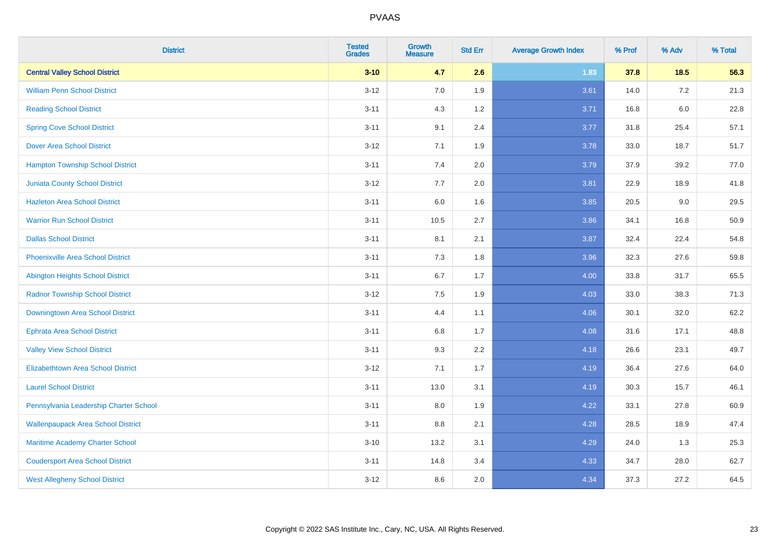# PVAAS

| District | Tested Grades | Growth Measure | Std Err | Average Growth Index | % Prof | % Adv | % Total |
|---|---|---|---|---|---|---|---|
| **Central Valley School District** | **3-10** | **4.7** | **2.6** | **1.83** | **37.8** | **18.5** | **56.3** |
| William Penn School District | 3-12 | 7.0 | 1.9 | 3.61 | 14.0 | 7.2 | 21.3 |
| Reading School District | 3-11 | 4.3 | 1.2 | 3.71 | 16.8 | 6.0 | 22.8 |
| Spring Cove School District | 3-11 | 9.1 | 2.4 | 3.77 | 31.8 | 25.4 | 57.1 |
| Dover Area School District | 3-12 | 7.1 | 1.9 | 3.78 | 33.0 | 18.7 | 51.7 |
| Hampton Township School District | 3-11 | 7.4 | 2.0 | 3.79 | 37.9 | 39.2 | 77.0 |
| Juniata County School District | 3-12 | 7.7 | 2.0 | 3.81 | 22.9 | 18.9 | 41.8 |
| Hazleton Area School District | 3-11 | 6.0 | 1.6 | 3.85 | 20.5 | 9.0 | 29.5 |
| Warrior Run School District | 3-11 | 10.5 | 2.7 | 3.86 | 34.1 | 16.8 | 50.9 |
| Dallas School District | 3-11 | 8.1 | 2.1 | 3.87 | 32.4 | 22.4 | 54.8 |
| Phoenixville Area School District | 3-11 | 7.3 | 1.8 | 3.96 | 32.3 | 27.6 | 59.8 |
| Abington Heights School District | 3-11 | 6.7 | 1.7 | 4.00 | 33.8 | 31.7 | 65.5 |
| Radnor Township School District | 3-12 | 7.5 | 1.9 | 4.03 | 33.0 | 38.3 | 71.3 |
| Downingtown Area School District | 3-11 | 4.4 | 1.1 | 4.06 | 30.1 | 32.0 | 62.2 |
| Ephrata Area School District | 3-11 | 6.8 | 1.7 | 4.08 | 31.6 | 17.1 | 48.8 |
| Valley View School District | 3-11 | 9.3 | 2.2 | 4.18 | 26.6 | 23.1 | 49.7 |
| Elizabethtown Area School District | 3-12 | 7.1 | 1.7 | 4.19 | 36.4 | 27.6 | 64.0 |
| Laurel School District | 3-11 | 13.0 | 3.1 | 4.19 | 30.3 | 15.7 | 46.1 |
| Pennsylvania Leadership Charter School | 3-11 | 8.0 | 1.9 | 4.22 | 33.1 | 27.8 | 60.9 |
| Wallenpaupack Area School District | 3-11 | 8.8 | 2.1 | 4.28 | 28.5 | 18.9 | 47.4 |
| Maritime Academy Charter School | 3-10 | 13.2 | 3.1 | 4.29 | 24.0 | 1.3 | 25.3 |
| Coudersport Area School District | 3-11 | 14.8 | 3.4 | 4.33 | 34.7 | 28.0 | 62.7 |
| West Allegheny School District | 3-12 | 8.6 | 2.0 | 4.34 | 37.3 | 27.2 | 64.5 |

Copyright © 2022 SAS Institute Inc., Cary, NC, USA. All Rights Reserved.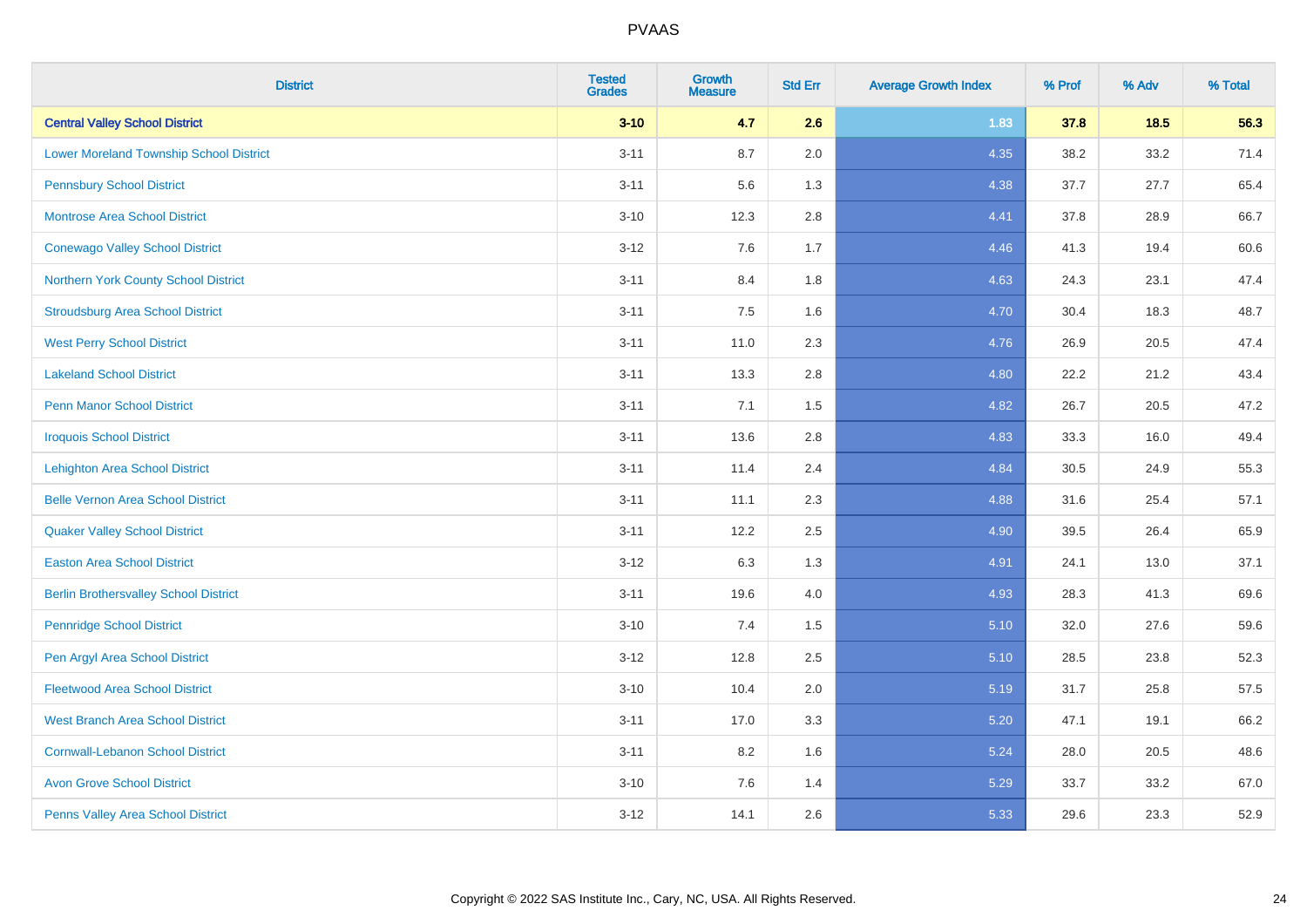| District | Tested Grades | Growth Measure | Std Err | Average Growth Index | % Prof | % Adv | % Total |
|---|---|---|---|---|---|---|---|
| **Central Valley School District** | **3-10** | **4.7** | **2.6** | **1.83** | **37.8** | **18.5** | **56.3** |
| Lower Moreland Township School District | 3-11 | 8.7 | 2.0 | 4.35 | 38.2 | 33.2 | 71.4 |
| Pennsbury School District | 3-11 | 5.6 | 1.3 | 4.38 | 37.7 | 27.7 | 65.4 |
| Montrose Area School District | 3-10 | 12.3 | 2.8 | 4.41 | 37.8 | 28.9 | 66.7 |
| Conewago Valley School District | 3-12 | 7.6 | 1.7 | 4.46 | 41.3 | 19.4 | 60.6 |
| Northern York County School District | 3-11 | 8.4 | 1.8 | 4.63 | 24.3 | 23.1 | 47.4 |
| Stroudsburg Area School District | 3-11 | 7.5 | 1.6 | 4.70 | 30.4 | 18.3 | 48.7 |
| West Perry School District | 3-11 | 11.0 | 2.3 | 4.76 | 26.9 | 20.5 | 47.4 |
| Lakeland School District | 3-11 | 13.3 | 2.8 | 4.80 | 22.2 | 21.2 | 43.4 |
| Penn Manor School District | 3-11 | 7.1 | 1.5 | 4.82 | 26.7 | 20.5 | 47.2 |
| Iroquois School District | 3-11 | 13.6 | 2.8 | 4.83 | 33.3 | 16.0 | 49.4 |
| Lehighton Area School District | 3-11 | 11.4 | 2.4 | 4.84 | 30.5 | 24.9 | 55.3 |
| Belle Vernon Area School District | 3-11 | 11.1 | 2.3 | 4.88 | 31.6 | 25.4 | 57.1 |
| Quaker Valley School District | 3-11 | 12.2 | 2.5 | 4.90 | 39.5 | 26.4 | 65.9 |
| Easton Area School District | 3-12 | 6.3 | 1.3 | 4.91 | 24.1 | 13.0 | 37.1 |
| Berlin Brothersvalley School District | 3-11 | 19.6 | 4.0 | 4.93 | 28.3 | 41.3 | 69.6 |
| Pennridge School District | 3-10 | 7.4 | 1.5 | 5.10 | 32.0 | 27.6 | 59.6 |
| Pen Argyl Area School District | 3-12 | 12.8 | 2.5 | 5.10 | 28.5 | 23.8 | 52.3 |
| Fleetwood Area School District | 3-10 | 10.4 | 2.0 | 5.19 | 31.7 | 25.8 | 57.5 |
| West Branch Area School District | 3-11 | 17.0 | 3.3 | 5.20 | 47.1 | 19.1 | 66.2 |
| Cornwall-Lebanon School District | 3-11 | 8.2 | 1.6 | 5.24 | 28.0 | 20.5 | 48.6 |
| Avon Grove School District | 3-10 | 7.6 | 1.4 | 5.29 | 33.7 | 33.2 | 67.0 |
| Penns Valley Area School District | 3-12 | 14.1 | 2.6 | 5.33 | 29.6 | 23.3 | 52.9 |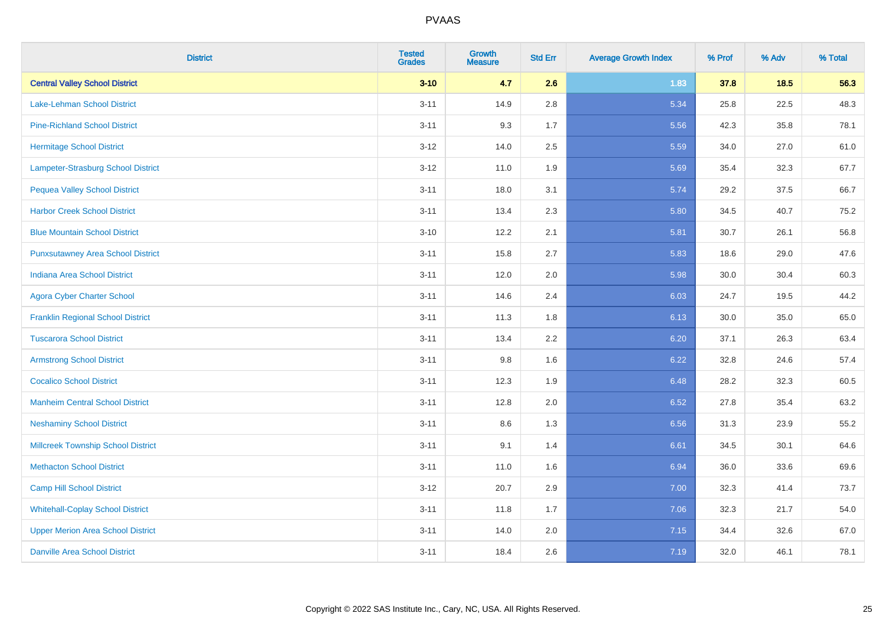# PVAAS

| District | Tested Grades | Growth Measure | Std Err | Average Growth Index | % Prof | % Adv | % Total |
|---|---|---|---|---|---|---|---|
| **Central Valley School District** | **3-10** | **4.7** | **2.6** | **1.83** | **37.8** | **18.5** | **56.3** |
| Lake-Lehman School District | 3-11 | 14.9 | 2.8 | 5.34 | 25.8 | 22.5 | 48.3 |
| Pine-Richland School District | 3-11 | 9.3 | 1.7 | 5.56 | 42.3 | 35.8 | 78.1 |
| Hermitage School District | 3-12 | 14.0 | 2.5 | 5.59 | 34.0 | 27.0 | 61.0 |
| Lampeter-Strasburg School District | 3-12 | 11.0 | 1.9 | 5.69 | 35.4 | 32.3 | 67.7 |
| Pequea Valley School District | 3-11 | 18.0 | 3.1 | 5.74 | 29.2 | 37.5 | 66.7 |
| Harbor Creek School District | 3-11 | 13.4 | 2.3 | 5.80 | 34.5 | 40.7 | 75.2 |
| Blue Mountain School District | 3-10 | 12.2 | 2.1 | 5.81 | 30.7 | 26.1 | 56.8 |
| Punxsutawney Area School District | 3-11 | 15.8 | 2.7 | 5.83 | 18.6 | 29.0 | 47.6 |
| Indiana Area School District | 3-11 | 12.0 | 2.0 | 5.98 | 30.0 | 30.4 | 60.3 |
| Agora Cyber Charter School | 3-11 | 14.6 | 2.4 | 6.03 | 24.7 | 19.5 | 44.2 |
| Franklin Regional School District | 3-11 | 11.3 | 1.8 | 6.13 | 30.0 | 35.0 | 65.0 |
| Tuscarora School District | 3-11 | 13.4 | 2.2 | 6.20 | 37.1 | 26.3 | 63.4 |
| Armstrong School District | 3-11 | 9.8 | 1.6 | 6.22 | 32.8 | 24.6 | 57.4 |
| Cocalico School District | 3-11 | 12.3 | 1.9 | 6.48 | 28.2 | 32.3 | 60.5 |
| Manheim Central School District | 3-11 | 12.8 | 2.0 | 6.52 | 27.8 | 35.4 | 63.2 |
| Neshaminy School District | 3-11 | 8.6 | 1.3 | 6.56 | 31.3 | 23.9 | 55.2 |
| Millcreek Township School District | 3-11 | 9.1 | 1.4 | 6.61 | 34.5 | 30.1 | 64.6 |
| Methacton School District | 3-11 | 11.0 | 1.6 | 6.94 | 36.0 | 33.6 | 69.6 |
| Camp Hill School District | 3-12 | 20.7 | 2.9 | 7.00 | 32.3 | 41.4 | 73.7 |
| Whitehall-Coplay School District | 3-11 | 11.8 | 1.7 | 7.06 | 32.3 | 21.7 | 54.0 |
| Upper Merion Area School District | 3-11 | 14.0 | 2.0 | 7.15 | 34.4 | 32.6 | 67.0 |
| Danville Area School District | 3-11 | 18.4 | 2.6 | 7.19 | 32.0 | 46.1 | 78.1 |

Copyright © 2022 SAS Institute Inc., Cary, NC, USA. All Rights Reserved.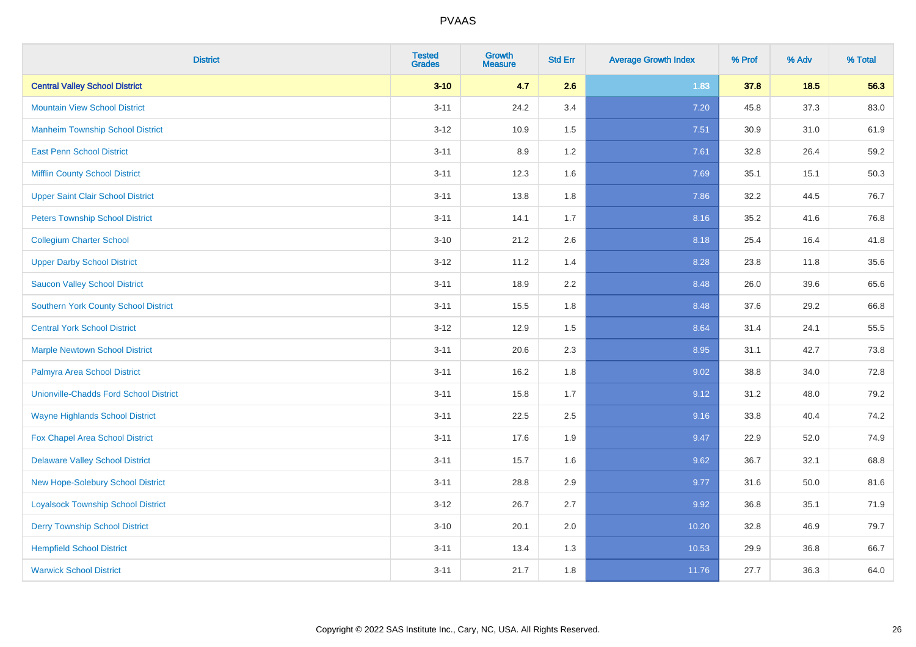| District | Tested Grades | Growth Measure | Std Err | Average Growth Index | % Prof | % Adv | % Total |
|---|---|---|---|---|---|---|---|
| **Central Valley School District** | **3-10** | **4.7** | **2.6** | **1.83** | **37.8** | **18.5** | **56.3** |
| Mountain View School District | 3-11 | 24.2 | 3.4 | 7.20 | 45.8 | 37.3 | 83.0 |
| Manheim Township School District | 3-12 | 10.9 | 1.5 | 7.51 | 30.9 | 31.0 | 61.9 |
| East Penn School District | 3-11 | 8.9 | 1.2 | 7.61 | 32.8 | 26.4 | 59.2 |
| Mifflin County School District | 3-11 | 12.3 | 1.6 | 7.69 | 35.1 | 15.1 | 50.3 |
| Upper Saint Clair School District | 3-11 | 13.8 | 1.8 | 7.86 | 32.2 | 44.5 | 76.7 |
| Peters Township School District | 3-11 | 14.1 | 1.7 | 8.16 | 35.2 | 41.6 | 76.8 |
| Collegium Charter School | 3-10 | 21.2 | 2.6 | 8.18 | 25.4 | 16.4 | 41.8 |
| Upper Darby School District | 3-12 | 11.2 | 1.4 | 8.28 | 23.8 | 11.8 | 35.6 |
| Saucon Valley School District | 3-11 | 18.9 | 2.2 | 8.48 | 26.0 | 39.6 | 65.6 |
| Southern York County School District | 3-11 | 15.5 | 1.8 | 8.48 | 37.6 | 29.2 | 66.8 |
| Central York School District | 3-12 | 12.9 | 1.5 | 8.64 | 31.4 | 24.1 | 55.5 |
| Marple Newtown School District | 3-11 | 20.6 | 2.3 | 8.95 | 31.1 | 42.7 | 73.8 |
| Palmyra Area School District | 3-11 | 16.2 | 1.8 | 9.02 | 38.8 | 34.0 | 72.8 |
| Unionville-Chadds Ford School District | 3-11 | 15.8 | 1.7 | 9.12 | 31.2 | 48.0 | 79.2 |
| Wayne Highlands School District | 3-11 | 22.5 | 2.5 | 9.16 | 33.8 | 40.4 | 74.2 |
| Fox Chapel Area School District | 3-11 | 17.6 | 1.9 | 9.47 | 22.9 | 52.0 | 74.9 |
| Delaware Valley School District | 3-11 | 15.7 | 1.6 | 9.62 | 36.7 | 32.1 | 68.8 |
| New Hope-Solebury School District | 3-11 | 28.8 | 2.9 | 9.77 | 31.6 | 50.0 | 81.6 |
| Loyalsock Township School District | 3-12 | 26.7 | 2.7 | 9.92 | 36.8 | 35.1 | 71.9 |
| Derry Township School District | 3-10 | 20.1 | 2.0 | 10.20 | 32.8 | 46.9 | 79.7 |
| Hempfield School District | 3-11 | 13.4 | 1.3 | 10.53 | 29.9 | 36.8 | 66.7 |
| Warwick School District | 3-11 | 21.7 | 1.8 | 11.76 | 27.7 | 36.3 | 64.0 |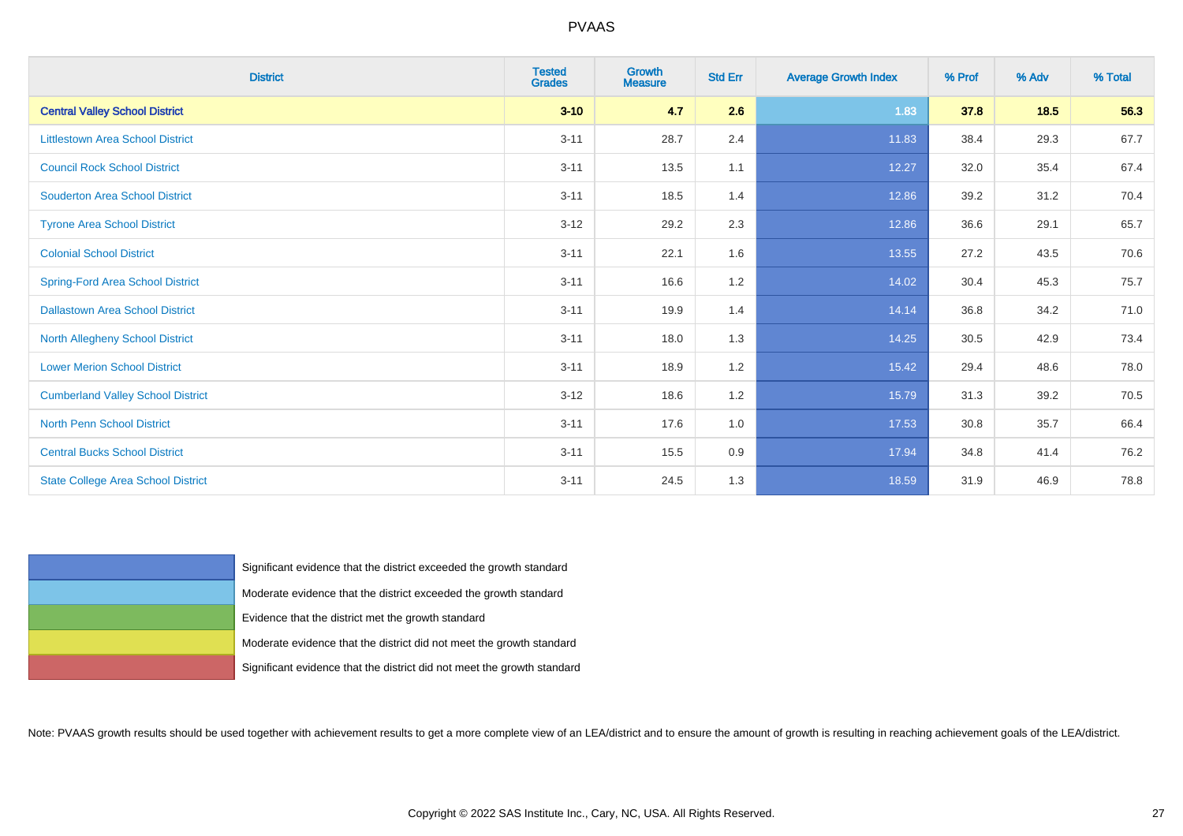# PVAAS

| District | Tested Grades | Growth Measure | Std Err | Average Growth Index | % Prof | % Adv | % Total |
|---|---|---|---|---|---|---|---|
| **Central Valley School District** | **3-10** | **4.7** | **2.6** | **1.83** | **37.8** | **18.5** | **56.3** |
| Littlestown Area School District | 3-11 | 28.7 | 2.4 | 11.83 | 38.4 | 29.3 | 67.7 |
| Council Rock School District | 3-11 | 13.5 | 1.1 | 12.27 | 32.0 | 35.4 | 67.4 |
| Souderton Area School District | 3-11 | 18.5 | 1.4 | 12.86 | 39.2 | 31.2 | 70.4 |
| Tyrone Area School District | 3-12 | 29.2 | 2.3 | 12.86 | 36.6 | 29.1 | 65.7 |
| Colonial School District | 3-11 | 22.1 | 1.6 | 13.55 | 27.2 | 43.5 | 70.6 |
| Spring-Ford Area School District | 3-11 | 16.6 | 1.2 | 14.02 | 30.4 | 45.3 | 75.7 |
| Dallastown Area School District | 3-11 | 19.9 | 1.4 | 14.14 | 36.8 | 34.2 | 71.0 |
| North Allegheny School District | 3-11 | 18.0 | 1.3 | 14.25 | 30.5 | 42.9 | 73.4 |
| Lower Merion School District | 3-11 | 18.9 | 1.2 | 15.42 | 29.4 | 48.6 | 78.0 |
| Cumberland Valley School District | 3-12 | 18.6 | 1.2 | 15.79 | 31.3 | 39.2 | 70.5 |
| North Penn School District | 3-11 | 17.6 | 1.0 | 17.53 | 30.8 | 35.7 | 66.4 |
| Central Bucks School District | 3-11 | 15.5 | 0.9 | 17.94 | 34.8 | 41.4 | 76.2 |
| State College Area School District | 3-11 | 24.5 | 1.3 | 18.59 | 31.9 | 46.9 | 78.8 |

Significant evidence that the district exceeded the growth standard

Moderate evidence that the district exceeded the growth standard

Evidence that the district met the growth standard

Moderate evidence that the district did not meet the growth standard

Significant evidence that the district did not meet the growth standard

Note: PVAAS growth results should be used together with achievement results to get a more complete view of an LEA/district and to ensure the amount of growth is resulting in reaching achievement goals of the LEA/district.

Copyright © 2022 SAS Institute Inc., Cary, NC, USA. All Rights Reserved.